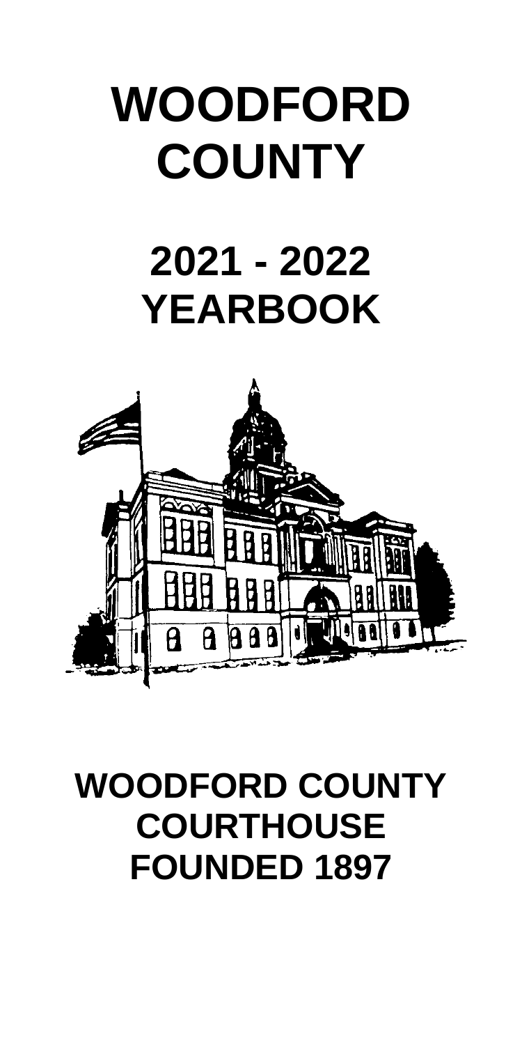# WOODFORD COUNTY

# 2021 - 2022 YEARBOOK

## WOODFORD COUNTY COURTHOUSE FOUNDED 1897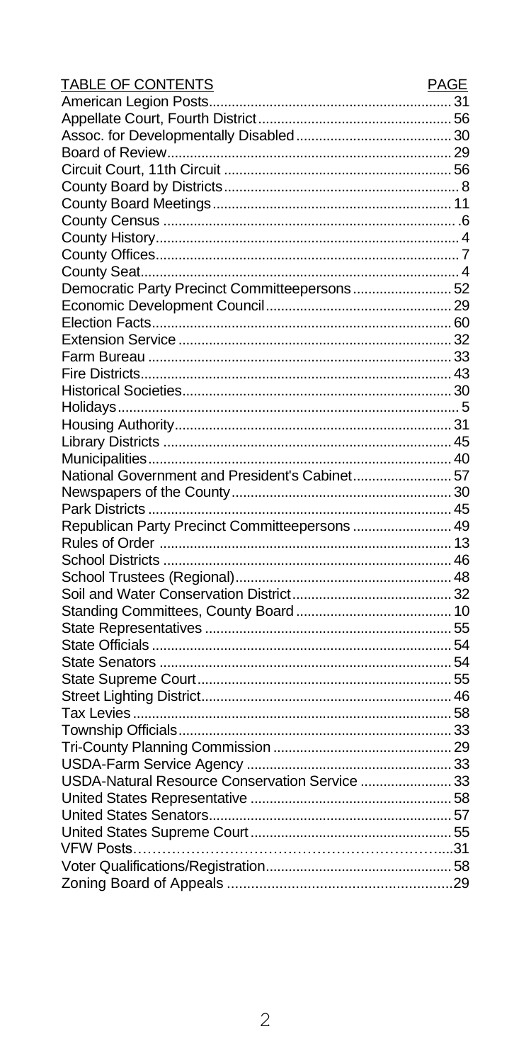| TABLE OF CONTENTS | PAGE |
|---|---|
| American Legion Posts | 31 |
| Appellate Court, Fourth District | 56 |
| Assoc. for Developmentally Disabled | 30 |
| Board of Review | 29 |
| Circuit Court, 11th Circuit | 56 |
| County Board by Districts | 8 |
| County Board Meetings | 11 |
| County Census | 6 |
| County History | 4 |
| County Offices | 7 |
| County Seat | 4 |
| Democratic Party Precinct Committeepersons | 52 |
| Economic Development Council | 29 |
| Election Facts | 60 |
| Extension Service | 32 |
| Farm Bureau | 33 |
| Fire Districts | 43 |
| Historical Societies | 30 |
| Holidays | 5 |
| Housing Authority | 31 |
| Library Districts | 45 |
| Municipalities | 40 |
| National Government and President's Cabinet | 57 |
| Newspapers of the County | 30 |
| Park Districts | 45 |
| Republican Party Precinct Committeepersons | 49 |
| Rules of Order | 13 |
| School Districts | 46 |
| School Trustees (Regional) | 48 |
| Soil and Water Conservation District | 32 |
| Standing Committees, County Board | 10 |
| State Representatives | 55 |
| State Officials | 54 |
| State Senators | 54 |
| State Supreme Court | 55 |
| Street Lighting District | 46 |
| Tax Levies | 58 |
| Township Officials | 33 |
| Tri-County Planning Commission | 29 |
| USDA-Farm Service Agency | 33 |
| USDA-Natural Resource Conservation Service | 33 |
| United States Representative | 58 |
| United States Senators | 57 |
| United States Supreme Court | 55 |
| VFW Posts | 31 |
| Voter Qualifications/Registration | 58 |
| Zoning Board of Appeals | 29 |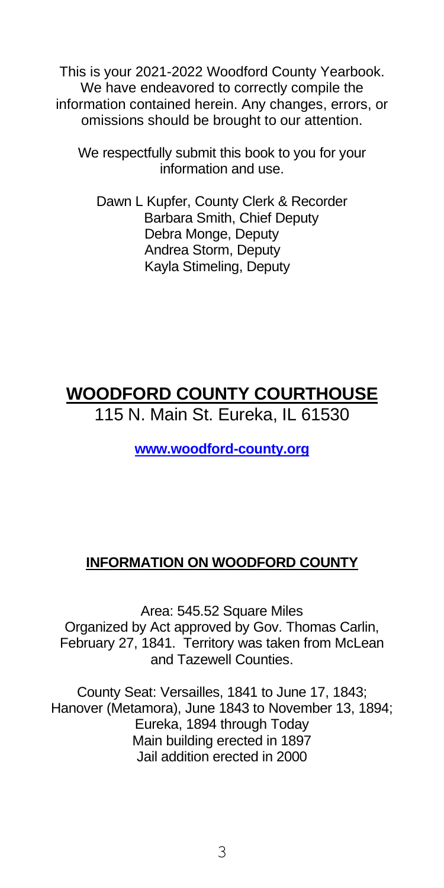This is your 2021-2022 Woodford County Yearbook. We have endeavored to correctly compile the information contained herein. Any changes, errors, or omissions should be brought to our attention.

We respectfully submit this book to you for your information and use.

Dawn L Kupfer, County Clerk & Recorder
Barbara Smith, Chief Deputy
Debra Monge, Deputy
Andrea Storm, Deputy
Kayla Stimeling, Deputy

# WOODFORD COUNTY COURTHOUSE

115 N. Main St. Eureka, IL 61530

**www.woodford-county.org**

## INFORMATION ON WOODFORD COUNTY

Area: 545.52 Square Miles
Organized by Act approved by Gov. Thomas Carlin, February 27, 1841. Territory was taken from McLean and Tazewell Counties.

County Seat: Versailles, 1841 to June 17, 1843;
Hanover (Metamora), June 1843 to November 13, 1894;
Eureka, 1894 through Today
Main building erected in 1897
Jail addition erected in 2000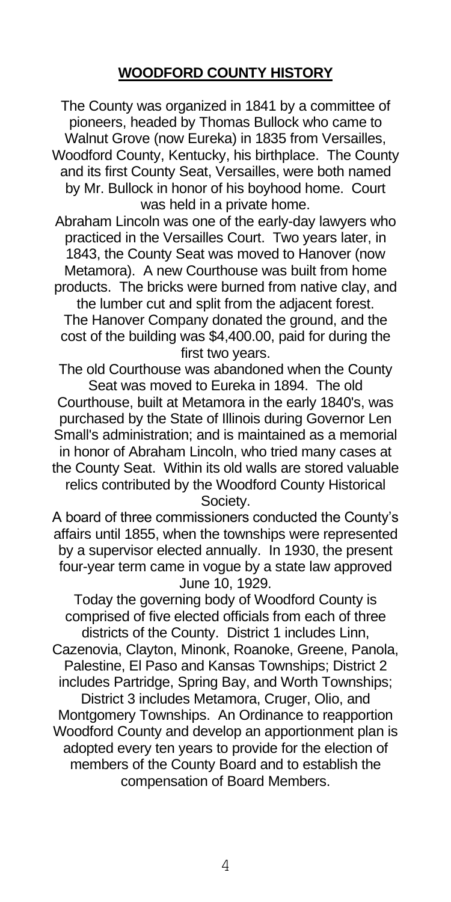## WOODFORD COUNTY HISTORY

The County was organized in 1841 by a committee of pioneers, headed by Thomas Bullock who came to Walnut Grove (now Eureka) in 1835 from Versailles, Woodford County, Kentucky, his birthplace. The County and its first County Seat, Versailles, were both named by Mr. Bullock in honor of his boyhood home. Court was held in a private home.

Abraham Lincoln was one of the early-day lawyers who practiced in the Versailles Court. Two years later, in 1843, the County Seat was moved to Hanover (now Metamora). A new Courthouse was built from home products. The bricks were burned from native clay, and the lumber cut and split from the adjacent forest. The Hanover Company donated the ground, and the cost of the building was $4,400.00, paid for during the first two years.

The old Courthouse was abandoned when the County Seat was moved to Eureka in 1894. The old Courthouse, built at Metamora in the early 1840's, was purchased by the State of Illinois during Governor Len Small's administration; and is maintained as a memorial in honor of Abraham Lincoln, who tried many cases at the County Seat. Within its old walls are stored valuable relics contributed by the Woodford County Historical Society.

A board of three commissioners conducted the County's affairs until 1855, when the townships were represented by a supervisor elected annually. In 1930, the present four-year term came in vogue by a state law approved June 10, 1929.

Today the governing body of Woodford County is comprised of five elected officials from each of three districts of the County. District 1 includes Linn, Cazenovia, Clayton, Minonk, Roanoke, Greene, Panola, Palestine, El Paso and Kansas Townships; District 2 includes Partridge, Spring Bay, and Worth Townships; District 3 includes Metamora, Cruger, Olio, and Montgomery Townships. An Ordinance to reapportion Woodford County and develop an apportionment plan is adopted every ten years to provide for the election of members of the County Board and to establish the compensation of Board Members.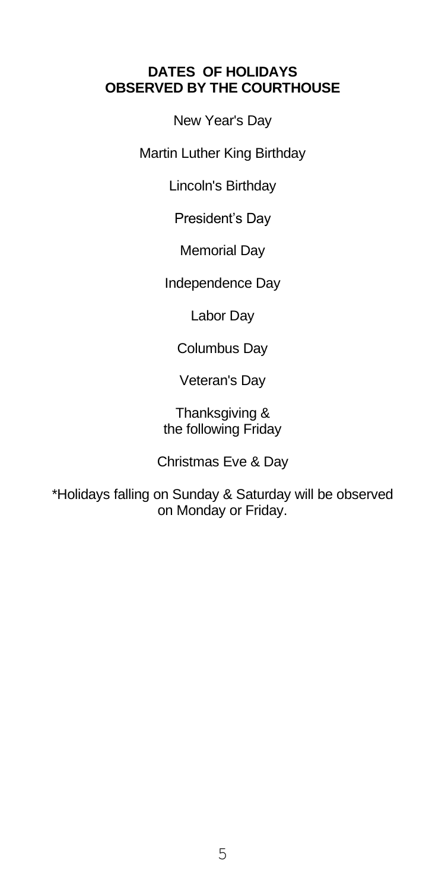## DATES OF HOLIDAYS OBSERVED BY THE COURTHOUSE

New Year's Day

Martin Luther King Birthday

Lincoln's Birthday

President's Day

Memorial Day

Independence Day

Labor Day

Columbus Day

Veteran's Day

Thanksgiving &
the following Friday

Christmas Eve & Day

*Holidays falling on Sunday & Saturday will be observed on Monday or Friday.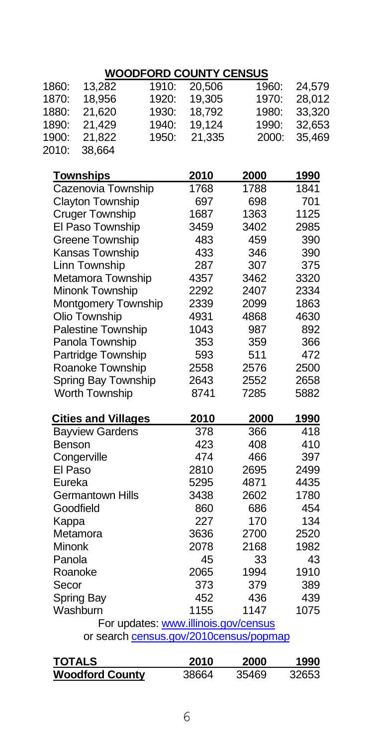# WOODFORD COUNTY CENSUS

| | | | | | |
|---|---|---|---|---|---|
| 1860: | 13,282 | 1910: | 20,506 | 1960: | 24,579 |
| 1870: | 18,956 | 1920: | 19,305 | 1970: | 28,012 |
| 1880: | 21,620 | 1930: | 18,792 | 1980: | 33,320 |
| 1890: | 21,429 | 1940: | 19,124 | 1990: | 32,653 |
| 1900: | 21,822 | 1950: | 21,335 | 2000: | 35,469 |
| 2010: | 38,664 | | | | |

| Townships | 2010 | 2000 | 1990 |
|---|---|---|---|
| Cazenovia Township | 1768 | 1788 | 1841 |
| Clayton Township | 697 | 698 | 701 |
| Cruger Township | 1687 | 1363 | 1125 |
| El Paso Township | 3459 | 3402 | 2985 |
| Greene Township | 483 | 459 | 390 |
| Kansas Township | 433 | 346 | 390 |
| Linn Township | 287 | 307 | 375 |
| Metamora Township | 4357 | 3462 | 3320 |
| Minonk Township | 2292 | 2407 | 2334 |
| Montgomery Township | 2339 | 2099 | 1863 |
| Olio Township | 4931 | 4868 | 4630 |
| Palestine Township | 1043 | 987 | 892 |
| Panola Township | 353 | 359 | 366 |
| Partridge Township | 593 | 511 | 472 |
| Roanoke Township | 2558 | 2576 | 2500 |
| Spring Bay Township | 2643 | 2552 | 2658 |
| Worth Township | 8741 | 7285 | 5882 |

| Cities and Villages | 2010 | 2000 | 1990 |
|---|---|---|---|
| Bayview Gardens | 378 | 366 | 418 |
| Benson | 423 | 408 | 410 |
| Congerville | 474 | 466 | 397 |
| El Paso | 2810 | 2695 | 2499 |
| Eureka | 5295 | 4871 | 4435 |
| Germantown Hills | 3438 | 2602 | 1780 |
| Goodfield | 860 | 686 | 454 |
| Kappa | 227 | 170 | 134 |
| Metamora | 3636 | 2700 | 2520 |
| Minonk | 2078 | 2168 | 1982 |
| Panola | 45 | 33 | 43 |
| Roanoke | 2065 | 1994 | 1910 |
| Secor | 373 | 379 | 389 |
| Spring Bay | 452 | 436 | 439 |
| Washburn | 1155 | 1147 | 1075 |

For updates: www.illinois.gov/census
or search census.gov/2010census/popmap

| TOTALS | 2010 | 2000 | 1990 |
|---|---|---|---|
| Woodford County | 38664 | 35469 | 32653 |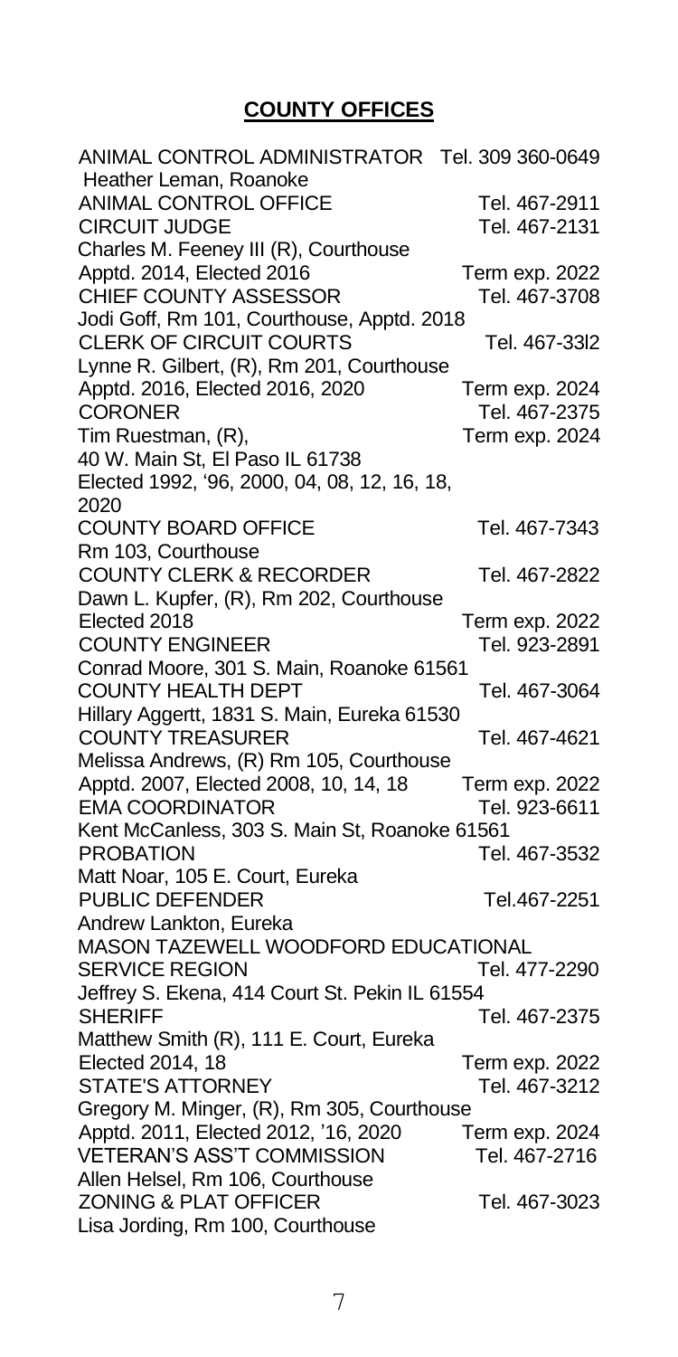## COUNTY OFFICES

ANIMAL CONTROL ADMINISTRATOR Tel. 309 360-0649
Heather Leman, Roanoke

ANIMAL CONTROL OFFICE Tel. 467-2911

CIRCUIT JUDGE Tel. 467-2131
Charles M. Feeney III (R), Courthouse
Apptd. 2014, Elected 2016 Term exp. 2022

CHIEF COUNTY ASSESSOR Tel. 467-3708
Jodi Goff, Rm 101, Courthouse, Apptd. 2018

CLERK OF CIRCUIT COURTS Tel. 467-33l2
Lynne R. Gilbert, (R), Rm 201, Courthouse
Apptd. 2016, Elected 2016, 2020 Term exp. 2024

CORONER Tel. 467-2375
Tim Ruestman, (R), Term exp. 2024
40 W. Main St, El Paso IL 61738
Elected 1992, '96, 2000, 04, 08, 12, 16, 18, 2020

COUNTY BOARD OFFICE Tel. 467-7343
Rm 103, Courthouse

COUNTY CLERK & RECORDER Tel. 467-2822
Dawn L. Kupfer, (R), Rm 202, Courthouse
Elected 2018 Term exp. 2022

COUNTY ENGINEER Tel. 923-2891
Conrad Moore, 301 S. Main, Roanoke 61561

COUNTY HEALTH DEPT Tel. 467-3064
Hillary Aggertt, 1831 S. Main, Eureka 61530

COUNTY TREASURER Tel. 467-4621
Melissa Andrews, (R) Rm 105, Courthouse
Apptd. 2007, Elected 2008, 10, 14, 18 Term exp. 2022

EMA COORDINATOR Tel. 923-6611
Kent McCanless, 303 S. Main St, Roanoke 61561

PROBATION Tel. 467-3532
Matt Noar, 105 E. Court, Eureka

PUBLIC DEFENDER Tel.467-2251
Andrew Lankton, Eureka

MASON TAZEWELL WOODFORD EDUCATIONAL SERVICE REGION Tel. 477-2290
Jeffrey S. Ekena, 414 Court St. Pekin IL 61554

SHERIFF Tel. 467-2375
Matthew Smith (R), 111 E. Court, Eureka
Elected 2014, 18 Term exp. 2022

STATE'S ATTORNEY Tel. 467-3212
Gregory M. Minger, (R), Rm 305, Courthouse
Apptd. 2011, Elected 2012, '16, 2020 Term exp. 2024

VETERAN'S ASS'T COMMISSION Tel. 467-2716
Allen Helsel, Rm 106, Courthouse

ZONING & PLAT OFFICER Tel. 467-3023
Lisa Jording, Rm 100, Courthouse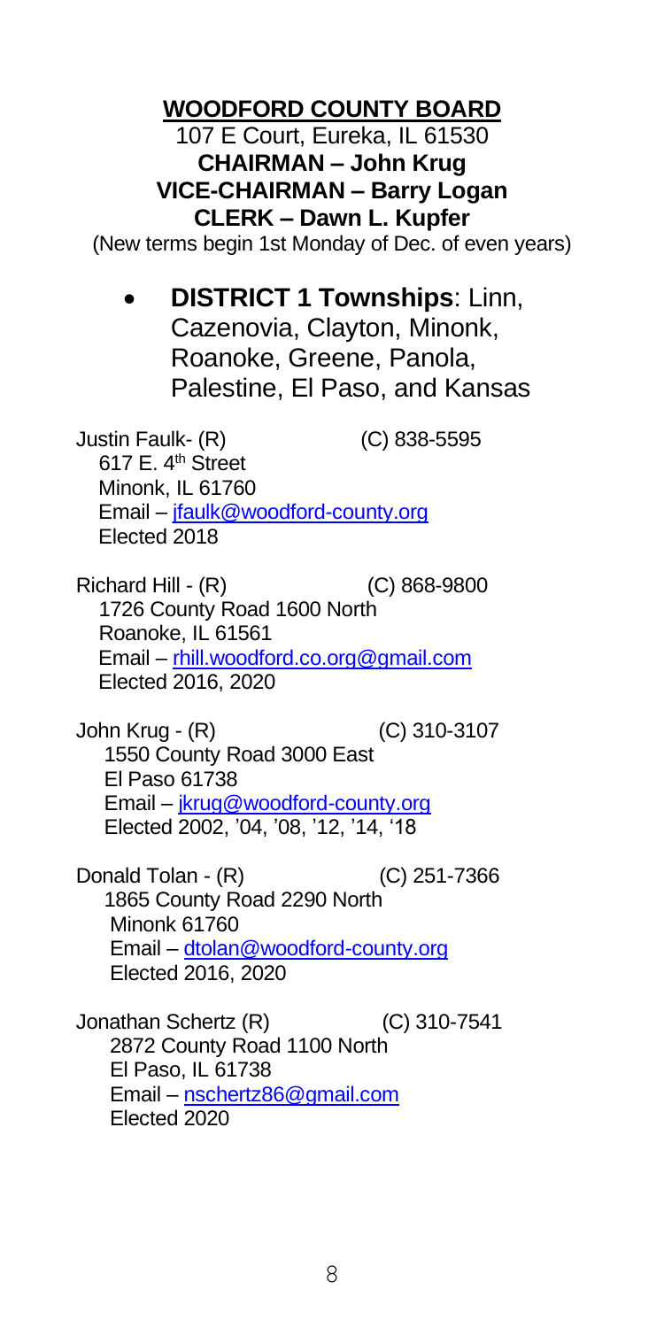## WOODFORD COUNTY BOARD

107 E Court, Eureka, IL 61530

**CHAIRMAN – John Krug**
**VICE-CHAIRMAN – Barry Logan**
**CLERK – Dawn L. Kupfer**

(New terms begin 1st Monday of Dec. of even years)

- **DISTRICT 1 Townships**: Linn, Cazenovia, Clayton, Minonk, Roanoke, Greene, Panola, Palestine, El Paso, and Kansas

Justin Faulk- (R) (C) 838-5595
617 E. 4th Street
Minonk, IL 61760
Email – jfaulk@woodford-county.org
Elected 2018

Richard Hill - (R) (C) 868-9800
1726 County Road 1600 North
Roanoke, IL 61561
Email – rhill.woodford.co.org@gmail.com
Elected 2016, 2020

John Krug - (R) (C) 310-3107
1550 County Road 3000 East
El Paso 61738
Email – jkrug@woodford-county.org
Elected 2002, '04, '08, '12, '14, '18

Donald Tolan - (R) (C) 251-7366
1865 County Road 2290 North
Minonk 61760
Email – dtolan@woodford-county.org
Elected 2016, 2020

Jonathan Schertz (R) (C) 310-7541
2872 County Road 1100 North
El Paso, IL 61738
Email – nschertz86@gmail.com
Elected 2020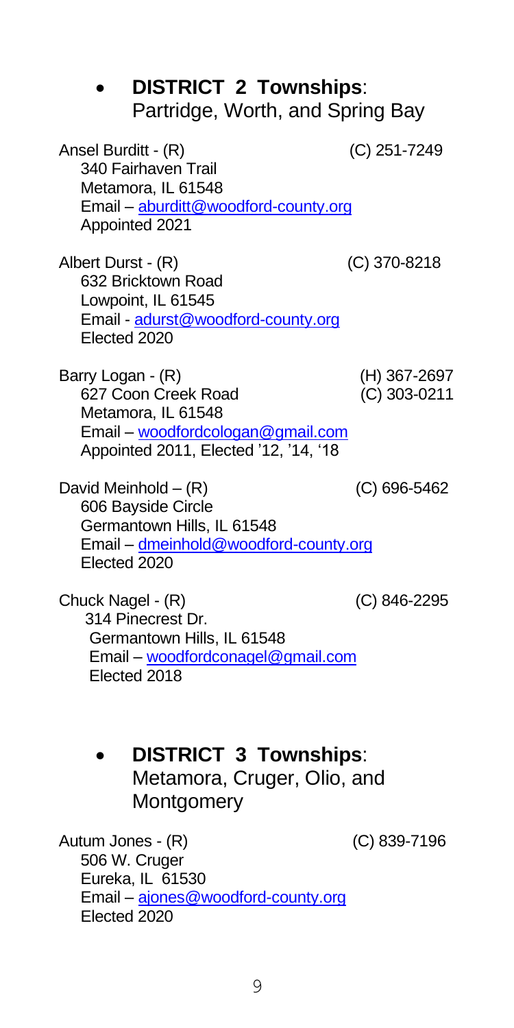- **DISTRICT 2 Townships**: Partridge, Worth, and Spring Bay

Ansel Burditt - (R) (C) 251-7249
340 Fairhaven Trail
Metamora, IL 61548
Email – aburditt@woodford-county.org
Appointed 2021

Albert Durst - (R) (C) 370-8218
632 Bricktown Road
Lowpoint, IL 61545
Email - adurst@woodford-county.org
Elected 2020

Barry Logan - (R) (H) 367-2697
627 Coon Creek Road (C) 303-0211
Metamora, IL 61548
Email – woodfordcologan@gmail.com
Appointed 2011, Elected '12, '14, '18

David Meinhold – (R) (C) 696-5462
606 Bayside Circle
Germantown Hills, IL 61548
Email – dmeinhold@woodford-county.org
Elected 2020

Chuck Nagel - (R) (C) 846-2295
314 Pinecrest Dr.
Germantown Hills, IL 61548
Email – woodfordconagel@gmail.com
Elected 2018

- **DISTRICT 3 Townships**: Metamora, Cruger, Olio, and Montgomery

Autum Jones - (R) (C) 839-7196
506 W. Cruger
Eureka, IL 61530
Email – ajones@woodford-county.org
Elected 2020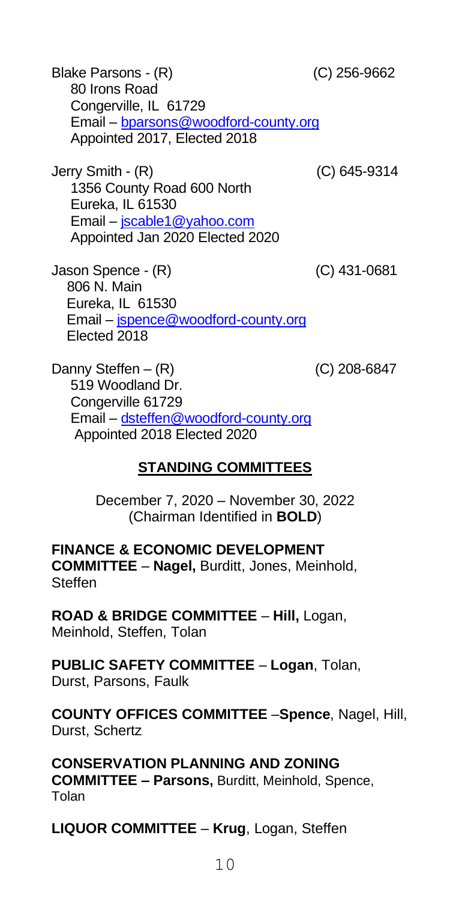Blake Parsons - (R) (C) 256-9662
80 Irons Road
Congerville, IL 61729
Email – bparsons@woodford-county.org
Appointed 2017, Elected 2018

Jerry Smith - (R) (C) 645-9314
1356 County Road 600 North
Eureka, IL 61530
Email – jscable1@yahoo.com
Appointed Jan 2020 Elected 2020

Jason Spence - (R) (C) 431-0681
806 N. Main
Eureka, IL 61530
Email – jspence@woodford-county.org
Elected 2018

Danny Steffen – (R) (C) 208-6847
519 Woodland Dr.
Congerville 61729
Email – dsteffen@woodford-county.org
Appointed 2018 Elected 2020

## STANDING COMMITTEES

December 7, 2020 – November 30, 2022
(Chairman Identified in **BOLD**)

**FINANCE & ECONOMIC DEVELOPMENT COMMITTEE** – **Nagel,** Burditt, Jones, Meinhold, Steffen

**ROAD & BRIDGE COMMITTEE** – **Hill,** Logan, Meinhold, Steffen, Tolan

**PUBLIC SAFETY COMMITTEE** – **Logan**, Tolan, Durst, Parsons, Faulk

**COUNTY OFFICES COMMITTEE** –**Spence**, Nagel, Hill, Durst, Schertz

**CONSERVATION PLANNING AND ZONING COMMITTEE – Parsons,** Burditt, Meinhold, Spence, Tolan

**LIQUOR COMMITTEE** – **Krug**, Logan, Steffen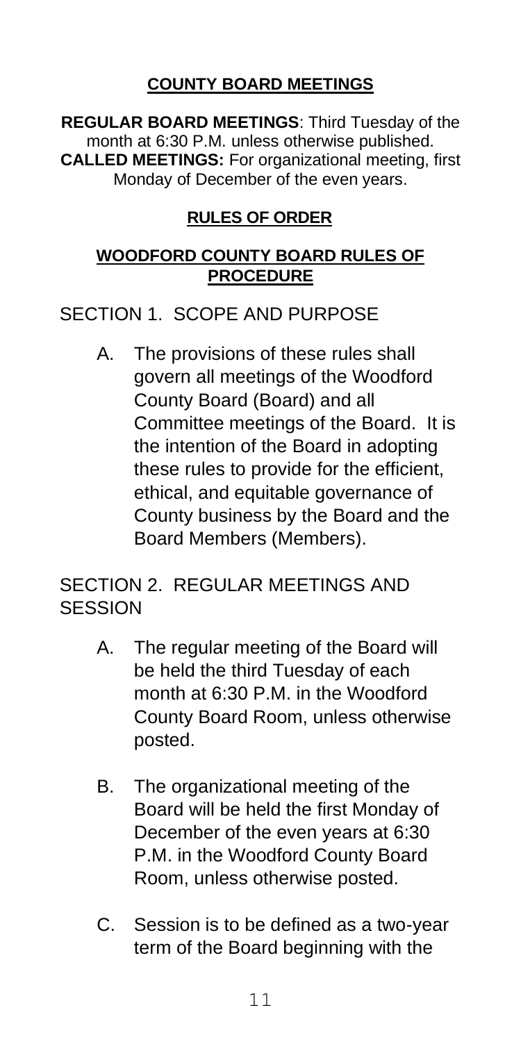## COUNTY BOARD MEETINGS

**REGULAR BOARD MEETINGS**: Third Tuesday of the month at 6:30 P.M. unless otherwise published.
**CALLED MEETINGS:** For organizational meeting, first Monday of December of the even years.

## RULES OF ORDER

### WOODFORD COUNTY BOARD RULES OF PROCEDURE

SECTION 1. SCOPE AND PURPOSE

A. The provisions of these rules shall govern all meetings of the Woodford County Board (Board) and all Committee meetings of the Board. It is the intention of the Board in adopting these rules to provide for the efficient, ethical, and equitable governance of County business by the Board and the Board Members (Members).

SECTION 2. REGULAR MEETINGS AND SESSION

A. The regular meeting of the Board will be held the third Tuesday of each month at 6:30 P.M. in the Woodford County Board Room, unless otherwise posted.

B. The organizational meeting of the Board will be held the first Monday of December of the even years at 6:30 P.M. in the Woodford County Board Room, unless otherwise posted.

C. Session is to be defined as a two-year term of the Board beginning with the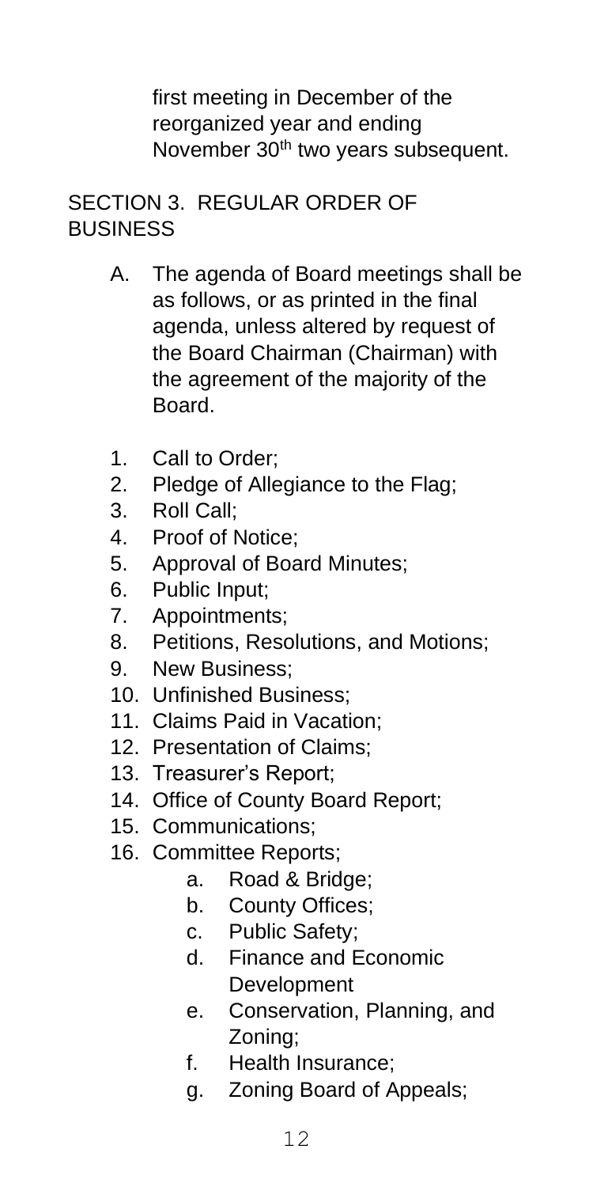first meeting in December of the reorganized year and ending November 30th two years subsequent.

## SECTION 3. REGULAR ORDER OF BUSINESS

A. The agenda of Board meetings shall be as follows, or as printed in the final agenda, unless altered by request of the Board Chairman (Chairman) with the agreement of the majority of the Board.

1. Call to Order;
2. Pledge of Allegiance to the Flag;
3. Roll Call;
4. Proof of Notice;
5. Approval of Board Minutes;
6. Public Input;
7. Appointments;
8. Petitions, Resolutions, and Motions;
9. New Business;
10. Unfinished Business;
11. Claims Paid in Vacation;
12. Presentation of Claims;
13. Treasurer's Report;
14. Office of County Board Report;
15. Communications;
16. Committee Reports;
    a. Road & Bridge;
    b. County Offices;
    c. Public Safety;
    d. Finance and Economic Development
    e. Conservation, Planning, and Zoning;
    f. Health Insurance;
    g. Zoning Board of Appeals;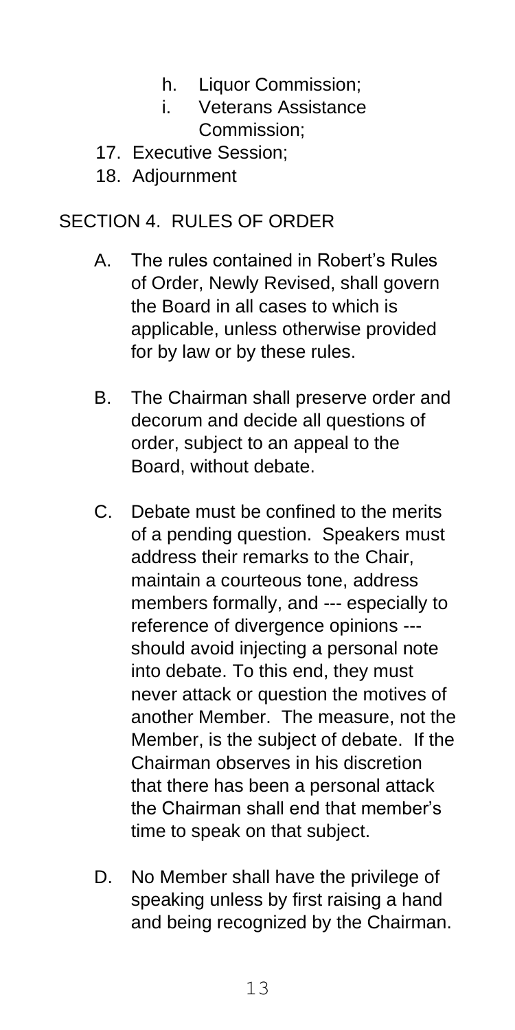h. Liquor Commission;
i. Veterans Assistance Commission;

17. Executive Session;
18. Adjournment

## SECTION 4. RULES OF ORDER

A. The rules contained in Robert's Rules of Order, Newly Revised, shall govern the Board in all cases to which is applicable, unless otherwise provided for by law or by these rules.

B. The Chairman shall preserve order and decorum and decide all questions of order, subject to an appeal to the Board, without debate.

C. Debate must be confined to the merits of a pending question. Speakers must address their remarks to the Chair, maintain a courteous tone, address members formally, and --- especially to reference of divergence opinions --- should avoid injecting a personal note into debate. To this end, they must never attack or question the motives of another Member. The measure, not the Member, is the subject of debate. If the Chairman observes in his discretion that there has been a personal attack the Chairman shall end that member's time to speak on that subject.

D. No Member shall have the privilege of speaking unless by first raising a hand and being recognized by the Chairman.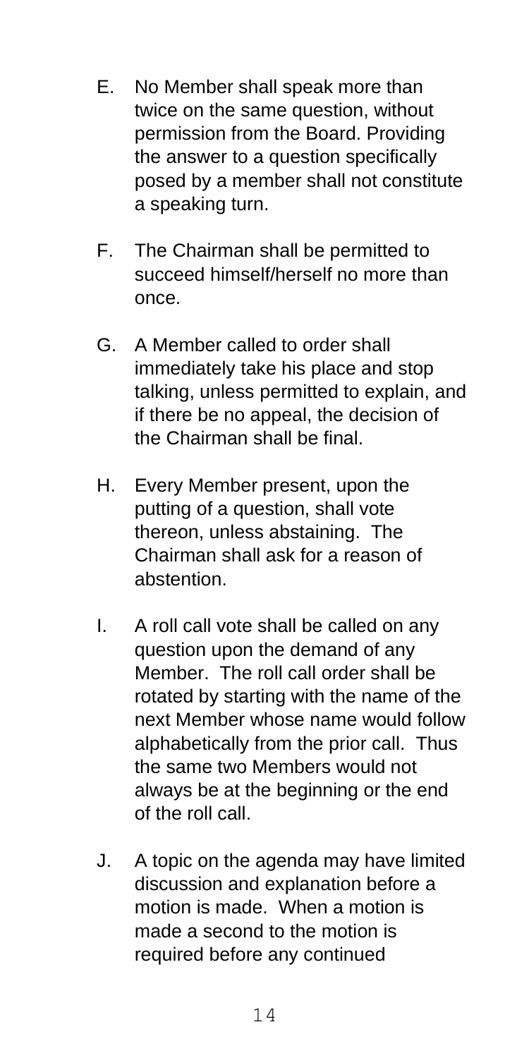E. No Member shall speak more than twice on the same question, without permission from the Board. Providing the answer to a question specifically posed by a member shall not constitute a speaking turn.

F. The Chairman shall be permitted to succeed himself/herself no more than once.

G. A Member called to order shall immediately take his place and stop talking, unless permitted to explain, and if there be no appeal, the decision of the Chairman shall be final.

H. Every Member present, upon the putting of a question, shall vote thereon, unless abstaining. The Chairman shall ask for a reason of abstention.

I. A roll call vote shall be called on any question upon the demand of any Member. The roll call order shall be rotated by starting with the name of the next Member whose name would follow alphabetically from the prior call. Thus the same two Members would not always be at the beginning or the end of the roll call.

J. A topic on the agenda may have limited discussion and explanation before a motion is made. When a motion is made a second to the motion is required before any continued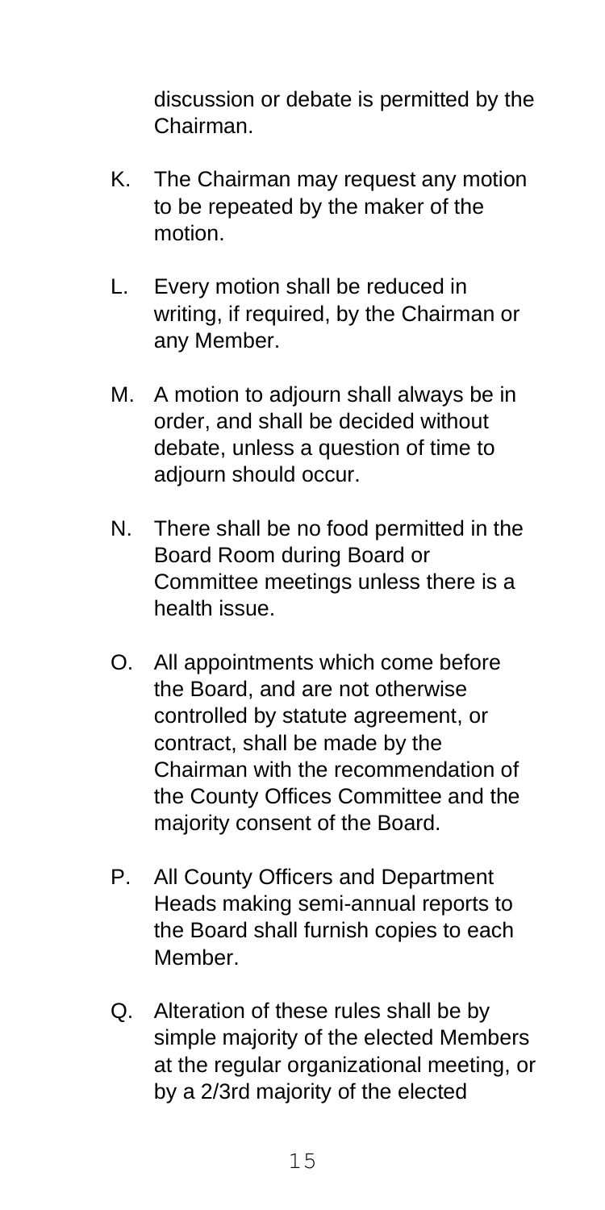discussion or debate is permitted by the Chairman.

K. The Chairman may request any motion to be repeated by the maker of the motion.

L. Every motion shall be reduced in writing, if required, by the Chairman or any Member.

M. A motion to adjourn shall always be in order, and shall be decided without debate, unless a question of time to adjourn should occur.

N. There shall be no food permitted in the Board Room during Board or Committee meetings unless there is a health issue.

O. All appointments which come before the Board, and are not otherwise controlled by statute agreement, or contract, shall be made by the Chairman with the recommendation of the County Offices Committee and the majority consent of the Board.

P. All County Officers and Department Heads making semi-annual reports to the Board shall furnish copies to each Member.

Q. Alteration of these rules shall be by simple majority of the elected Members at the regular organizational meeting, or by a 2/3rd majority of the elected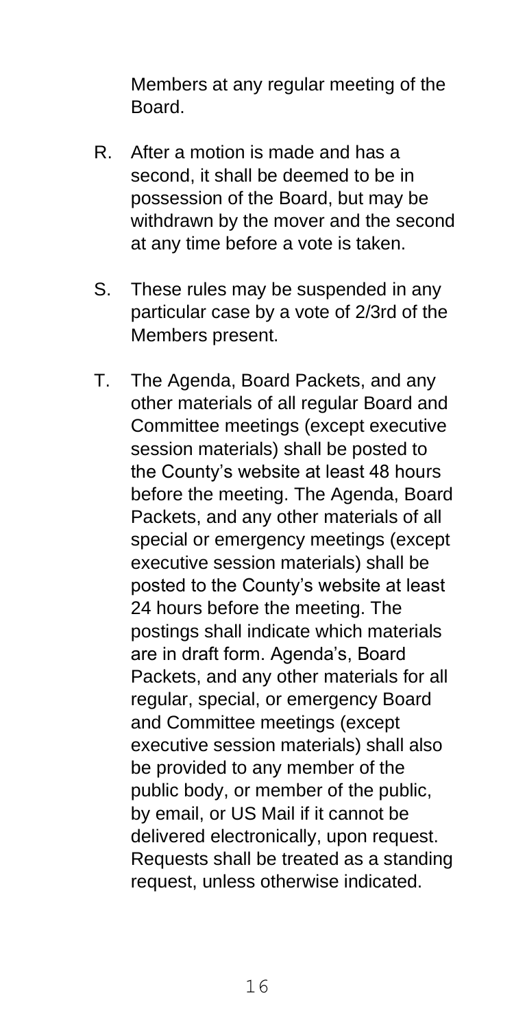Members at any regular meeting of the Board.

R. After a motion is made and has a second, it shall be deemed to be in possession of the Board, but may be withdrawn by the mover and the second at any time before a vote is taken.

S. These rules may be suspended in any particular case by a vote of 2/3rd of the Members present.

T. The Agenda, Board Packets, and any other materials of all regular Board and Committee meetings (except executive session materials) shall be posted to the County's website at least 48 hours before the meeting. The Agenda, Board Packets, and any other materials of all special or emergency meetings (except executive session materials) shall be posted to the County's website at least 24 hours before the meeting. The postings shall indicate which materials are in draft form. Agenda's, Board Packets, and any other materials for all regular, special, or emergency Board and Committee meetings (except executive session materials) shall also be provided to any member of the public body, or member of the public, by email, or US Mail if it cannot be delivered electronically, upon request. Requests shall be treated as a standing request, unless otherwise indicated.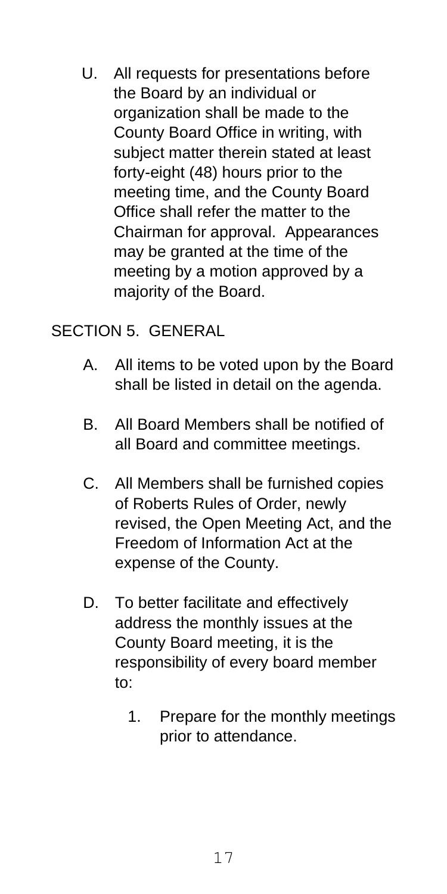U. All requests for presentations before the Board by an individual or organization shall be made to the County Board Office in writing, with subject matter therein stated at least forty-eight (48) hours prior to the meeting time, and the County Board Office shall refer the matter to the Chairman for approval. Appearances may be granted at the time of the meeting by a motion approved by a majority of the Board.

## SECTION 5. GENERAL

A. All items to be voted upon by the Board shall be listed in detail on the agenda.

B. All Board Members shall be notified of all Board and committee meetings.

C. All Members shall be furnished copies of Roberts Rules of Order, newly revised, the Open Meeting Act, and the Freedom of Information Act at the expense of the County.

D. To better facilitate and effectively address the monthly issues at the County Board meeting, it is the responsibility of every board member to:

1. Prepare for the monthly meetings prior to attendance.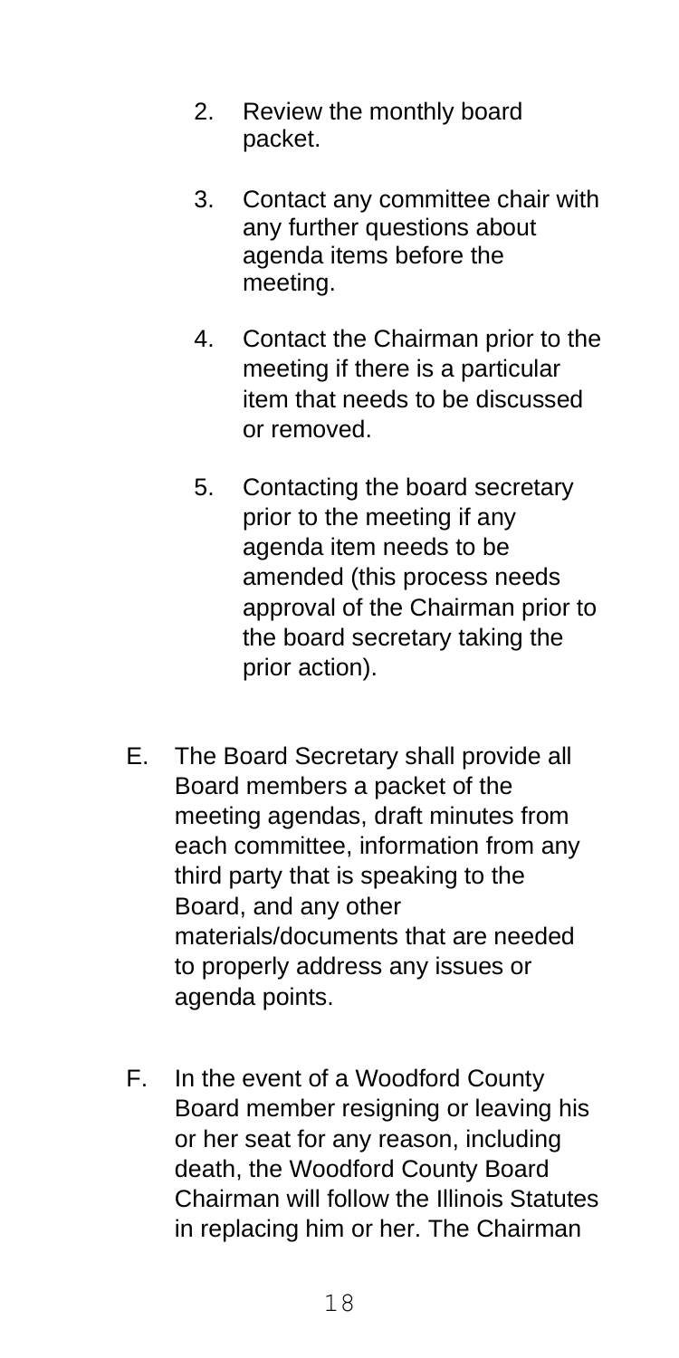2. Review the monthly board packet.

3. Contact any committee chair with any further questions about agenda items before the meeting.

4. Contact the Chairman prior to the meeting if there is a particular item that needs to be discussed or removed.

5. Contacting the board secretary prior to the meeting if any agenda item needs to be amended (this process needs approval of the Chairman prior to the board secretary taking the prior action).

E. The Board Secretary shall provide all Board members a packet of the meeting agendas, draft minutes from each committee, information from any third party that is speaking to the Board, and any other materials/documents that are needed to properly address any issues or agenda points.

F. In the event of a Woodford County Board member resigning or leaving his or her seat for any reason, including death, the Woodford County Board Chairman will follow the Illinois Statutes in replacing him or her. The Chairman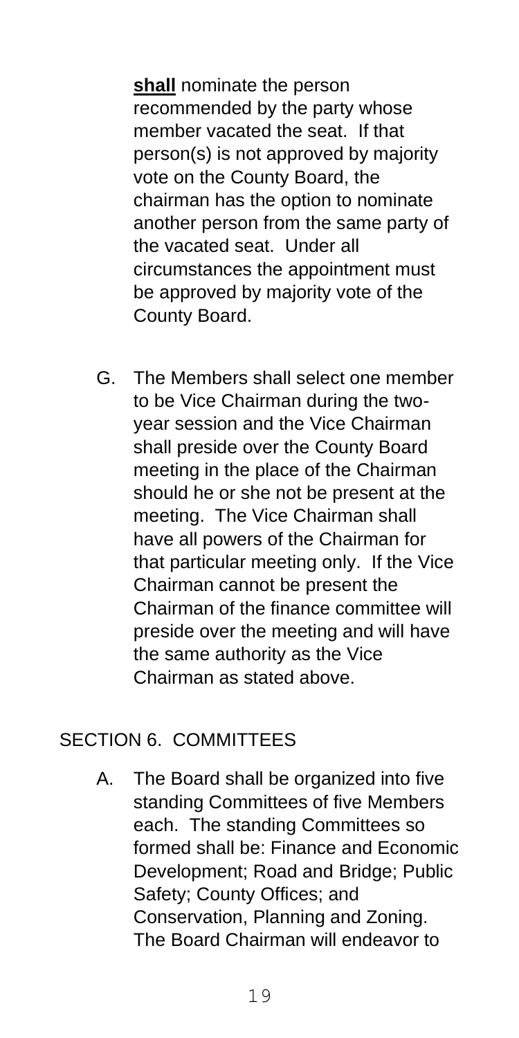**shall** nominate the person recommended by the party whose member vacated the seat. If that person(s) is not approved by majority vote on the County Board, the chairman has the option to nominate another person from the same party of the vacated seat. Under all circumstances the appointment must be approved by majority vote of the County Board.

G. The Members shall select one member to be Vice Chairman during the two-year session and the Vice Chairman shall preside over the County Board meeting in the place of the Chairman should he or she not be present at the meeting. The Vice Chairman shall have all powers of the Chairman for that particular meeting only. If the Vice Chairman cannot be present the Chairman of the finance committee will preside over the meeting and will have the same authority as the Vice Chairman as stated above.

## SECTION 6. COMMITTEES

A. The Board shall be organized into five standing Committees of five Members each. The standing Committees so formed shall be: Finance and Economic Development; Road and Bridge; Public Safety; County Offices; and Conservation, Planning and Zoning. The Board Chairman will endeavor to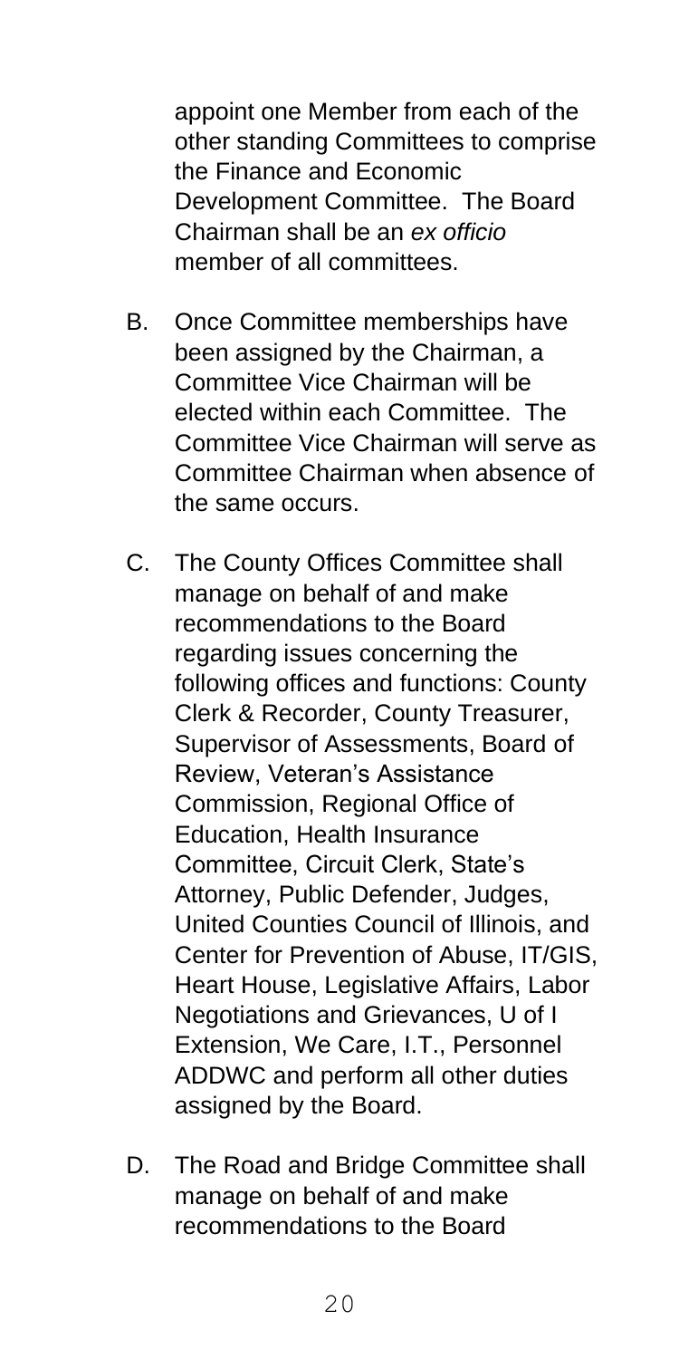appoint one Member from each of the other standing Committees to comprise the Finance and Economic Development Committee. The Board Chairman shall be an *ex officio* member of all committees.

B. Once Committee memberships have been assigned by the Chairman, a Committee Vice Chairman will be elected within each Committee. The Committee Vice Chairman will serve as Committee Chairman when absence of the same occurs.

C. The County Offices Committee shall manage on behalf of and make recommendations to the Board regarding issues concerning the following offices and functions: County Clerk & Recorder, County Treasurer, Supervisor of Assessments, Board of Review, Veteran's Assistance Commission, Regional Office of Education, Health Insurance Committee, Circuit Clerk, State's Attorney, Public Defender, Judges, United Counties Council of Illinois, and Center for Prevention of Abuse, IT/GIS, Heart House, Legislative Affairs, Labor Negotiations and Grievances, U of I Extension, We Care, I.T., Personnel ADDWC and perform all other duties assigned by the Board.

D. The Road and Bridge Committee shall manage on behalf of and make recommendations to the Board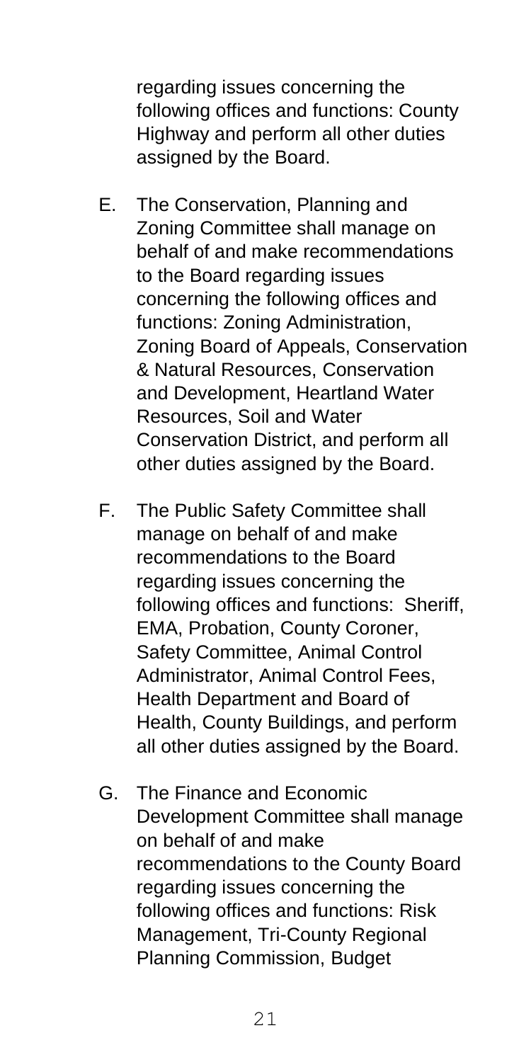regarding issues concerning the following offices and functions: County Highway and perform all other duties assigned by the Board.

E. The Conservation, Planning and Zoning Committee shall manage on behalf of and make recommendations to the Board regarding issues concerning the following offices and functions: Zoning Administration, Zoning Board of Appeals, Conservation & Natural Resources, Conservation and Development, Heartland Water Resources, Soil and Water Conservation District, and perform all other duties assigned by the Board.

F. The Public Safety Committee shall manage on behalf of and make recommendations to the Board regarding issues concerning the following offices and functions: Sheriff, EMA, Probation, County Coroner, Safety Committee, Animal Control Administrator, Animal Control Fees, Health Department and Board of Health, County Buildings, and perform all other duties assigned by the Board.

G. The Finance and Economic Development Committee shall manage on behalf of and make recommendations to the County Board regarding issues concerning the following offices and functions: Risk Management, Tri-County Regional Planning Commission, Budget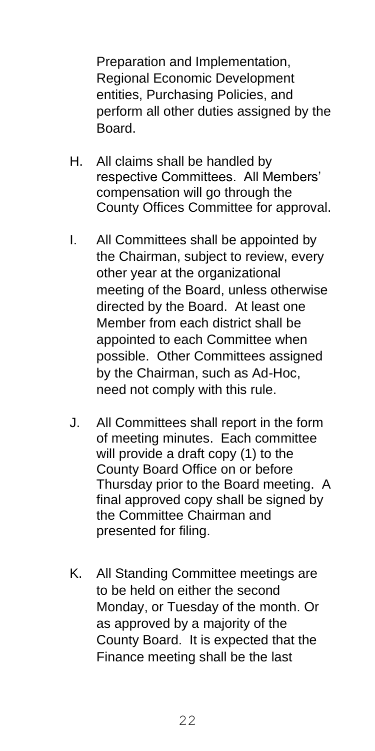Preparation and Implementation, Regional Economic Development entities, Purchasing Policies, and perform all other duties assigned by the Board.

H. All claims shall be handled by respective Committees. All Members' compensation will go through the County Offices Committee for approval.

I. All Committees shall be appointed by the Chairman, subject to review, every other year at the organizational meeting of the Board, unless otherwise directed by the Board. At least one Member from each district shall be appointed to each Committee when possible. Other Committees assigned by the Chairman, such as Ad-Hoc, need not comply with this rule.

J. All Committees shall report in the form of meeting minutes. Each committee will provide a draft copy (1) to the County Board Office on or before Thursday prior to the Board meeting. A final approved copy shall be signed by the Committee Chairman and presented for filing.

K. All Standing Committee meetings are to be held on either the second Monday, or Tuesday of the month. Or as approved by a majority of the County Board. It is expected that the Finance meeting shall be the last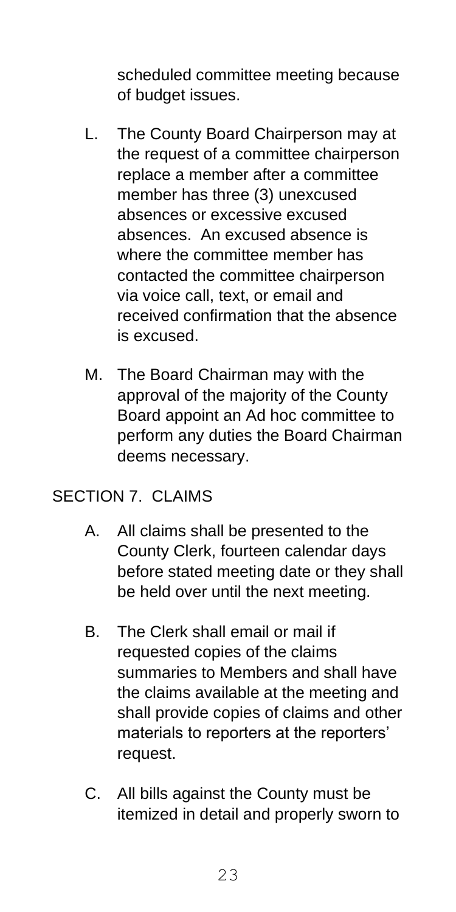scheduled committee meeting because of budget issues.

L. The County Board Chairperson may at the request of a committee chairperson replace a member after a committee member has three (3) unexcused absences or excessive excused absences. An excused absence is where the committee member has contacted the committee chairperson via voice call, text, or email and received confirmation that the absence is excused.

M. The Board Chairman may with the approval of the majority of the County Board appoint an Ad hoc committee to perform any duties the Board Chairman deems necessary.

## SECTION 7. CLAIMS

A. All claims shall be presented to the County Clerk, fourteen calendar days before stated meeting date or they shall be held over until the next meeting.

B. The Clerk shall email or mail if requested copies of the claims summaries to Members and shall have the claims available at the meeting and shall provide copies of claims and other materials to reporters at the reporters' request.

C. All bills against the County must be itemized in detail and properly sworn to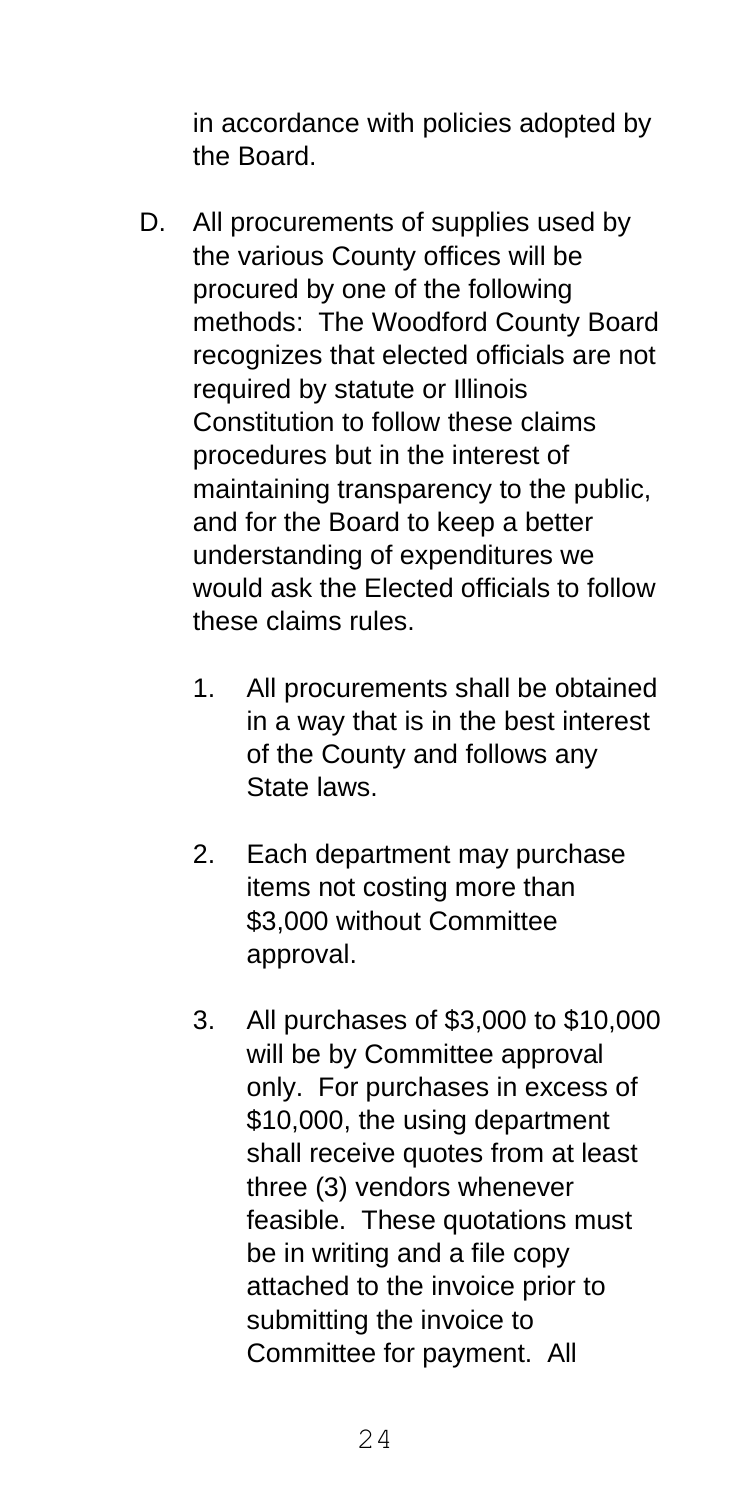in accordance with policies adopted by the Board.

D. All procurements of supplies used by the various County offices will be procured by one of the following methods: The Woodford County Board recognizes that elected officials are not required by statute or Illinois Constitution to follow these claims procedures but in the interest of maintaining transparency to the public, and for the Board to keep a better understanding of expenditures we would ask the Elected officials to follow these claims rules.

    1. All procurements shall be obtained in a way that is in the best interest of the County and follows any State laws.

    2. Each department may purchase items not costing more than $3,000 without Committee approval.

    3. All purchases of $3,000 to $10,000 will be by Committee approval only. For purchases in excess of $10,000, the using department shall receive quotes from at least three (3) vendors whenever feasible. These quotations must be in writing and a file copy attached to the invoice prior to submitting the invoice to Committee for payment. All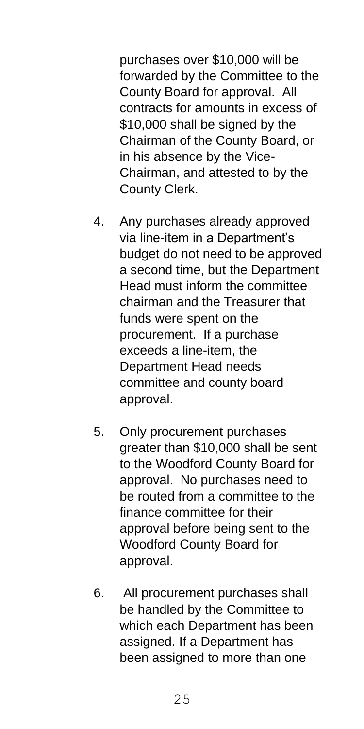purchases over $10,000 will be forwarded by the Committee to the County Board for approval. All contracts for amounts in excess of $10,000 shall be signed by the Chairman of the County Board, or in his absence by the Vice-Chairman, and attested to by the County Clerk.

4. Any purchases already approved via line-item in a Department's budget do not need to be approved a second time, but the Department Head must inform the committee chairman and the Treasurer that funds were spent on the procurement. If a purchase exceeds a line-item, the Department Head needs committee and county board approval.

5. Only procurement purchases greater than $10,000 shall be sent to the Woodford County Board for approval. No purchases need to be routed from a committee to the finance committee for their approval before being sent to the Woodford County Board for approval.

6. All procurement purchases shall be handled by the Committee to which each Department has been assigned. If a Department has been assigned to more than one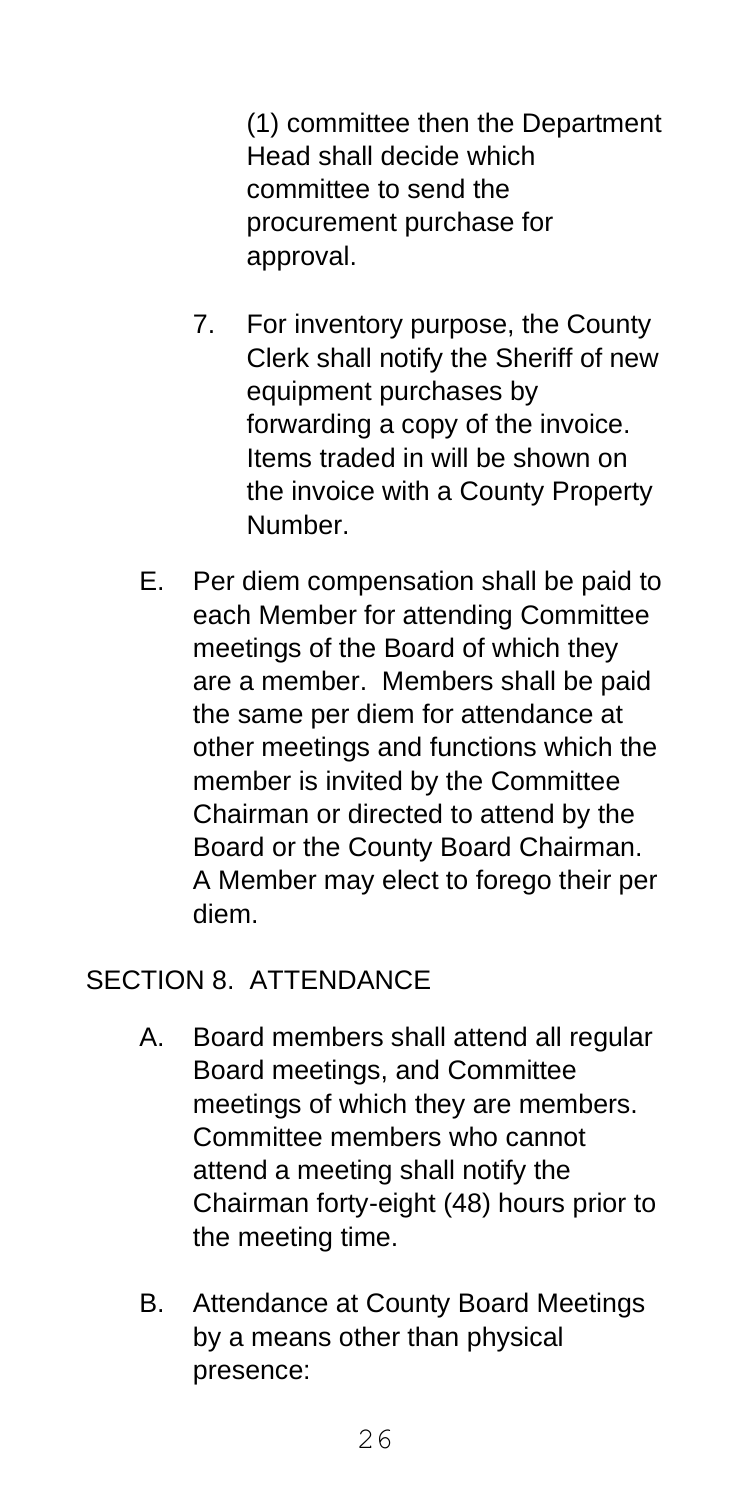(1) committee then the Department Head shall decide which committee to send the procurement purchase for approval.

7. For inventory purpose, the County Clerk shall notify the Sheriff of new equipment purchases by forwarding a copy of the invoice. Items traded in will be shown on the invoice with a County Property Number.

E. Per diem compensation shall be paid to each Member for attending Committee meetings of the Board of which they are a member. Members shall be paid the same per diem for attendance at other meetings and functions which the member is invited by the Committee Chairman or directed to attend by the Board or the County Board Chairman. A Member may elect to forego their per diem.

## SECTION 8. ATTENDANCE

A. Board members shall attend all regular Board meetings, and Committee meetings of which they are members. Committee members who cannot attend a meeting shall notify the Chairman forty-eight (48) hours prior to the meeting time.

B. Attendance at County Board Meetings by a means other than physical presence: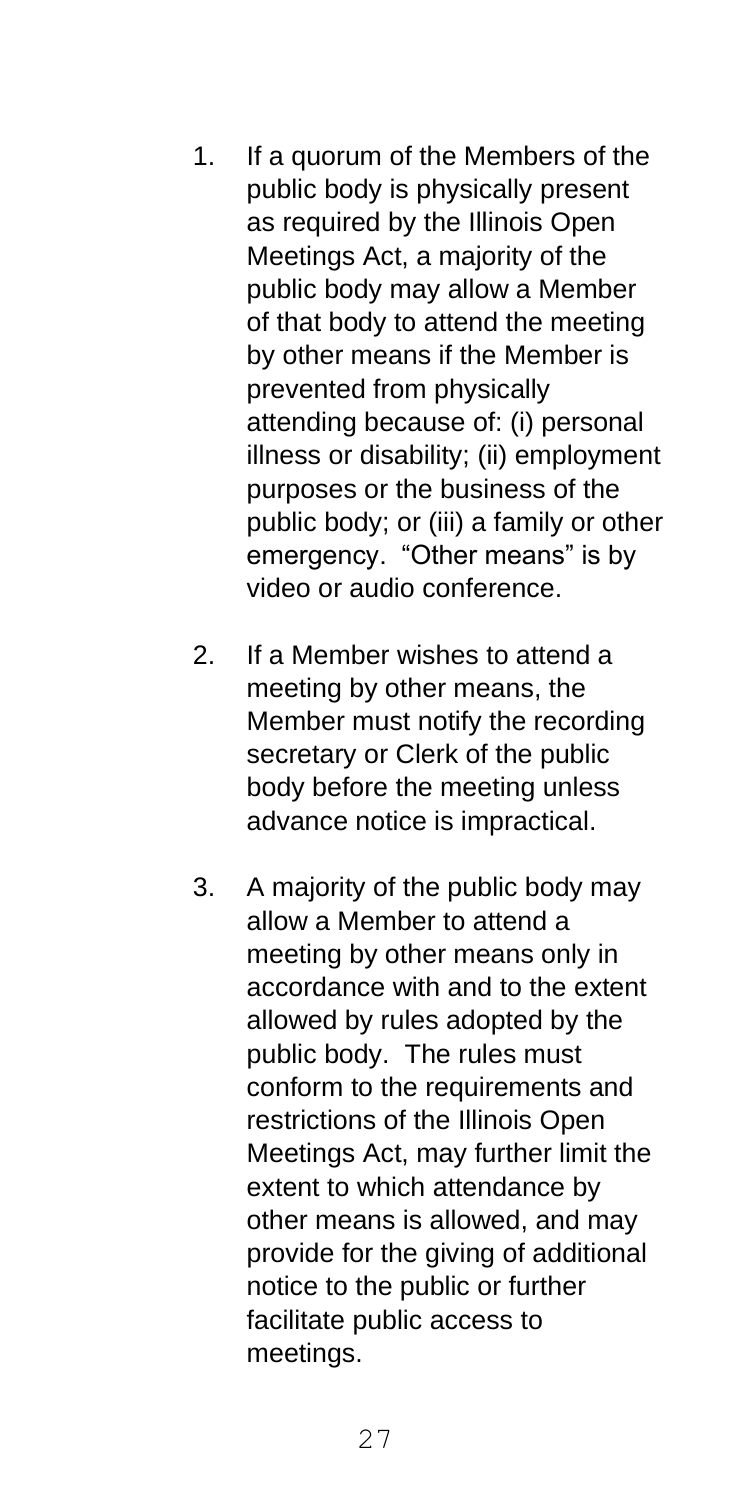1. If a quorum of the Members of the public body is physically present as required by the Illinois Open Meetings Act, a majority of the public body may allow a Member of that body to attend the meeting by other means if the Member is prevented from physically attending because of: (i) personal illness or disability; (ii) employment purposes or the business of the public body; or (iii) a family or other emergency. "Other means" is by video or audio conference.

2. If a Member wishes to attend a meeting by other means, the Member must notify the recording secretary or Clerk of the public body before the meeting unless advance notice is impractical.

3. A majority of the public body may allow a Member to attend a meeting by other means only in accordance with and to the extent allowed by rules adopted by the public body. The rules must conform to the requirements and restrictions of the Illinois Open Meetings Act, may further limit the extent to which attendance by other means is allowed, and may provide for the giving of additional notice to the public or further facilitate public access to meetings.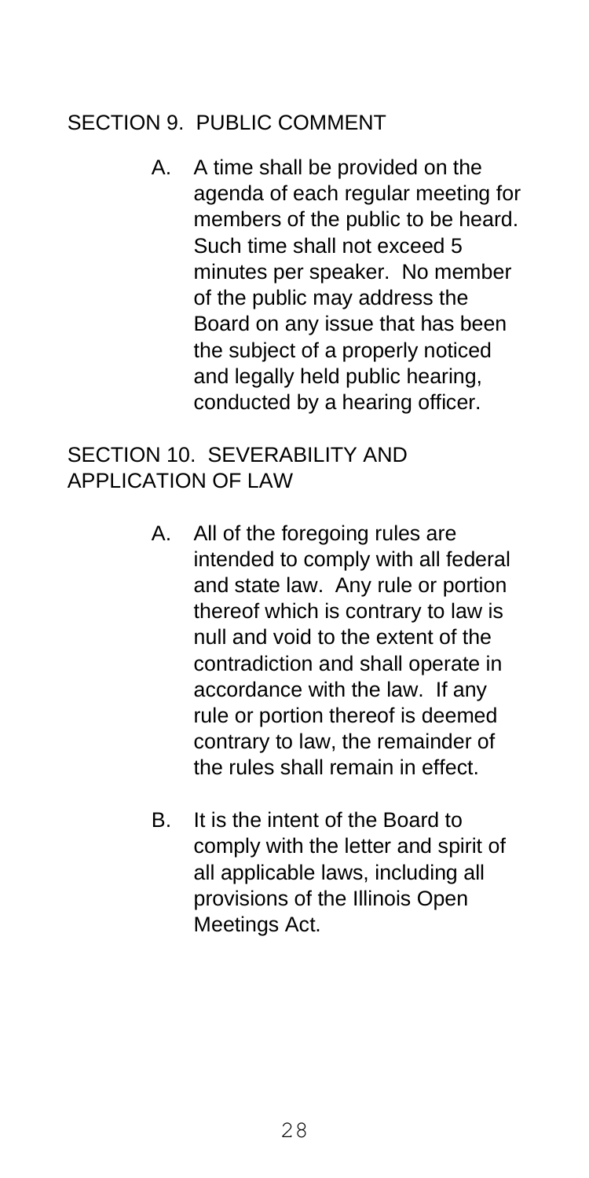## SECTION 9. PUBLIC COMMENT

A. A time shall be provided on the agenda of each regular meeting for members of the public to be heard. Such time shall not exceed 5 minutes per speaker. No member of the public may address the Board on any issue that has been the subject of a properly noticed and legally held public hearing, conducted by a hearing officer.

## SECTION 10. SEVERABILITY AND APPLICATION OF LAW

A. All of the foregoing rules are intended to comply with all federal and state law. Any rule or portion thereof which is contrary to law is null and void to the extent of the contradiction and shall operate in accordance with the law. If any rule or portion thereof is deemed contrary to law, the remainder of the rules shall remain in effect.

B. It is the intent of the Board to comply with the letter and spirit of all applicable laws, including all provisions of the Illinois Open Meetings Act.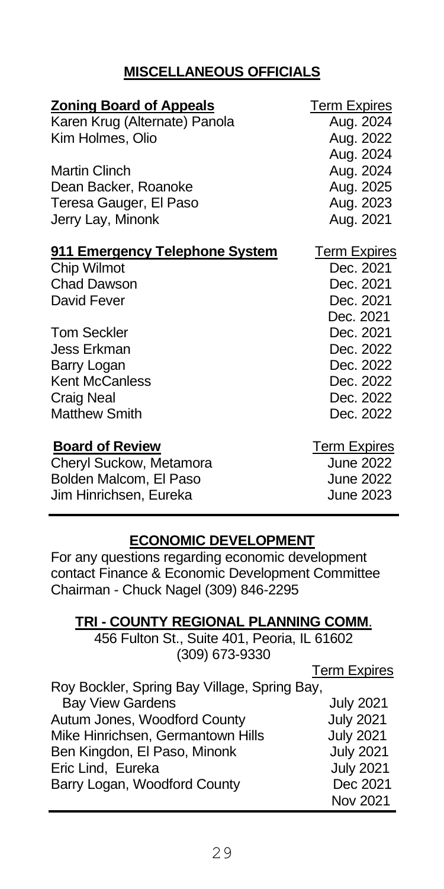## MISCELLANEOUS OFFICIALS

| Zoning Board of Appeals | Term Expires |
|---|---|
| Karen Krug (Alternate) Panola | Aug. 2024 |
| Kim Holmes, Olio | Aug. 2022 |
| | Aug. 2024 |
| Martin Clinch | Aug. 2024 |
| Dean Backer, Roanoke | Aug. 2025 |
| Teresa Gauger, El Paso | Aug. 2023 |
| Jerry Lay, Minonk | Aug. 2021 |

| 911 Emergency Telephone System | Term Expires |
|---|---|
| Chip Wilmot | Dec. 2021 |
| Chad Dawson | Dec. 2021 |
| David Fever | Dec. 2021 |
| | Dec. 2021 |
| Tom Seckler | Dec. 2021 |
| Jess Erkman | Dec. 2022 |
| Barry Logan | Dec. 2022 |
| Kent McCanless | Dec. 2022 |
| Craig Neal | Dec. 2022 |
| Matthew Smith | Dec. 2022 |

| Board of Review | Term Expires |
|---|---|
| Cheryl Suckow, Metamora | June 2022 |
| Bolden Malcom, El Paso | June 2022 |
| Jim Hinrichsen, Eureka | June 2023 |

## ECONOMIC DEVELOPMENT

For any questions regarding economic development contact Finance & Economic Development Committee Chairman - Chuck Nagel (309) 846-2295

## TRI - COUNTY REGIONAL PLANNING COMM.

456 Fulton St., Suite 401, Peoria, IL 61602
(309) 673-9330

| | Term Expires |
|---|---|
| Roy Bockler, Spring Bay Village, Spring Bay, Bay View Gardens | July 2021 |
| Autum Jones, Woodford County | July 2021 |
| Mike Hinrichsen, Germantown Hills | July 2021 |
| Ben Kingdon, El Paso, Minonk | July 2021 |
| Eric Lind, Eureka | July 2021 |
| Barry Logan, Woodford County | Dec 2021 |
| | Nov 2021 |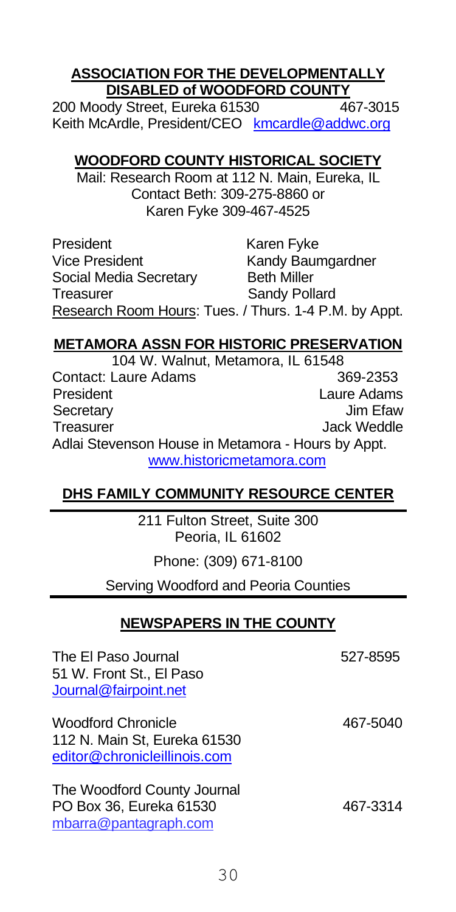## ASSOCIATION FOR THE DEVELOPMENTALLY DISABLED of WOODFORD COUNTY

200 Moody Street, Eureka 61530 467-3015
Keith McArdle, President/CEO kmcardle@addwc.org

## WOODFORD COUNTY HISTORICAL SOCIETY

Mail: Research Room at 112 N. Main, Eureka, IL
Contact Beth: 309-275-8860 or
Karen Fyke 309-467-4525

| | |
|---|---|
| President | Karen Fyke |
| Vice President | Kandy Baumgardner |
| Social Media Secretary | Beth Miller |
| Treasurer | Sandy Pollard |

Research Room Hours: Tues. / Thurs. 1-4 P.M. by Appt.

## METAMORA ASSN FOR HISTORIC PRESERVATION

104 W. Walnut, Metamora, IL 61548

| | |
|---|---|
| Contact: Laure Adams | 369-2353 |
| President | Laure Adams |
| Secretary | Jim Efaw |
| Treasurer | Jack Weddle |

Adlai Stevenson House in Metamora - Hours by Appt.
www.historicmetamora.com

## DHS FAMILY COMMUNITY RESOURCE CENTER

211 Fulton Street, Suite 300
Peoria, IL 61602

Phone: (309) 671-8100

Serving Woodford and Peoria Counties

## NEWSPAPERS IN THE COUNTY

The El Paso Journal 527-8595
51 W. Front St., El Paso
Journal@fairpoint.net

Woodford Chronicle 467-5040
112 N. Main St, Eureka 61530
editor@chronicleillinois.com

The Woodford County Journal
PO Box 36, Eureka 61530 467-3314
mbarra@pantagraph.com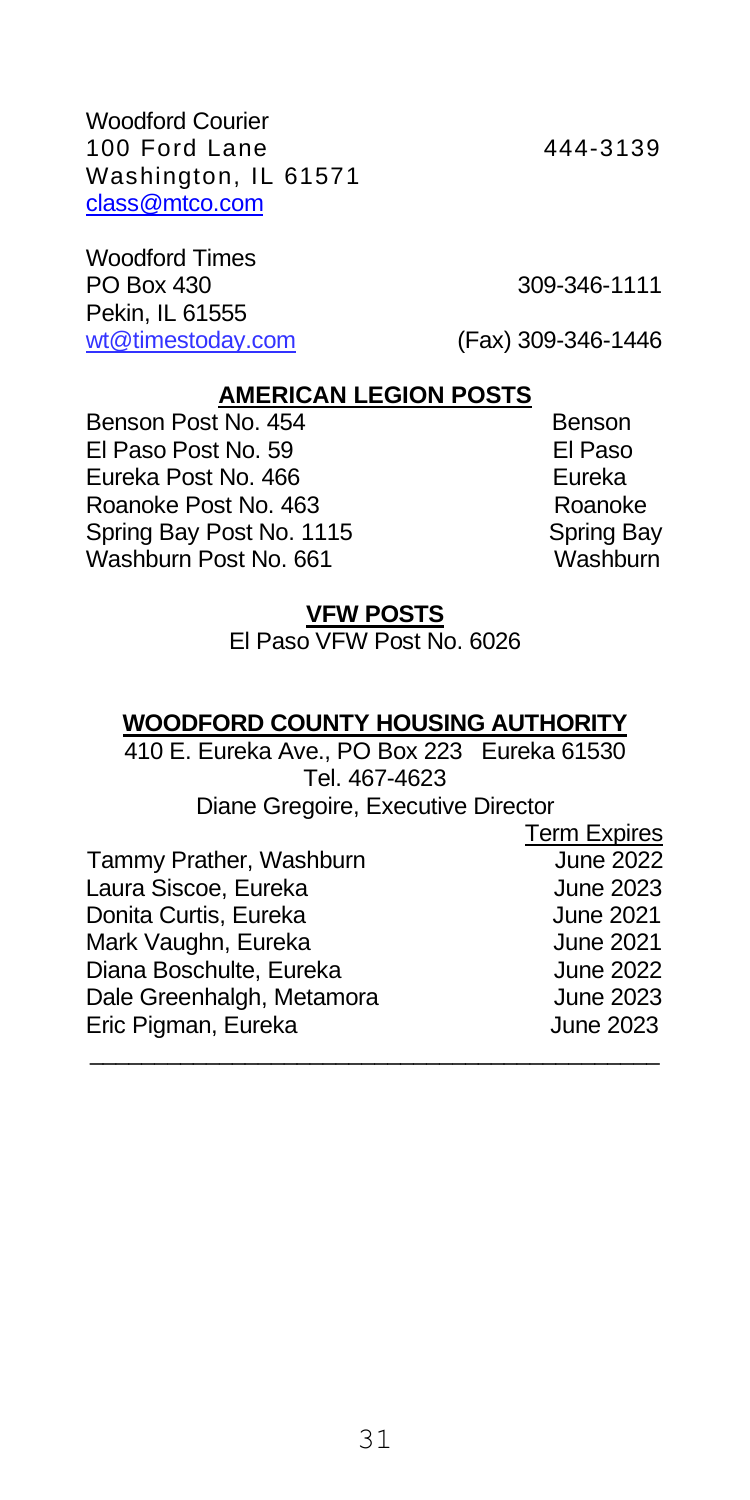Woodford Courier
100 Ford Lane 444-3139
Washington, IL 61571
class@mtco.com

Woodford Times
PO Box 430 309-346-1111
Pekin, IL 61555
wt@timestoday.com (Fax) 309-346-1446

## AMERICAN LEGION POSTS

| | |
|---|---|
| Benson Post No. 454 | Benson |
| El Paso Post No. 59 | El Paso |
| Eureka Post No. 466 | Eureka |
| Roanoke Post No. 463 | Roanoke |
| Spring Bay Post No. 1115 | Spring Bay |
| Washburn Post No. 661 | Washburn |

## VFW POSTS

El Paso VFW Post No. 6026

## WOODFORD COUNTY HOUSING AUTHORITY

410 E. Eureka Ave., PO Box 223 Eureka 61530
Tel. 467-4623
Diane Gregoire, Executive Director

| | Term Expires |
|---|---|
| Tammy Prather, Washburn | June 2022 |
| Laura Siscoe, Eureka | June 2023 |
| Donita Curtis, Eureka | June 2021 |
| Mark Vaughn, Eureka | June 2021 |
| Diana Boschulte, Eureka | June 2022 |
| Dale Greenhalgh, Metamora | June 2023 |
| Eric Pigman, Eureka | June 2023 |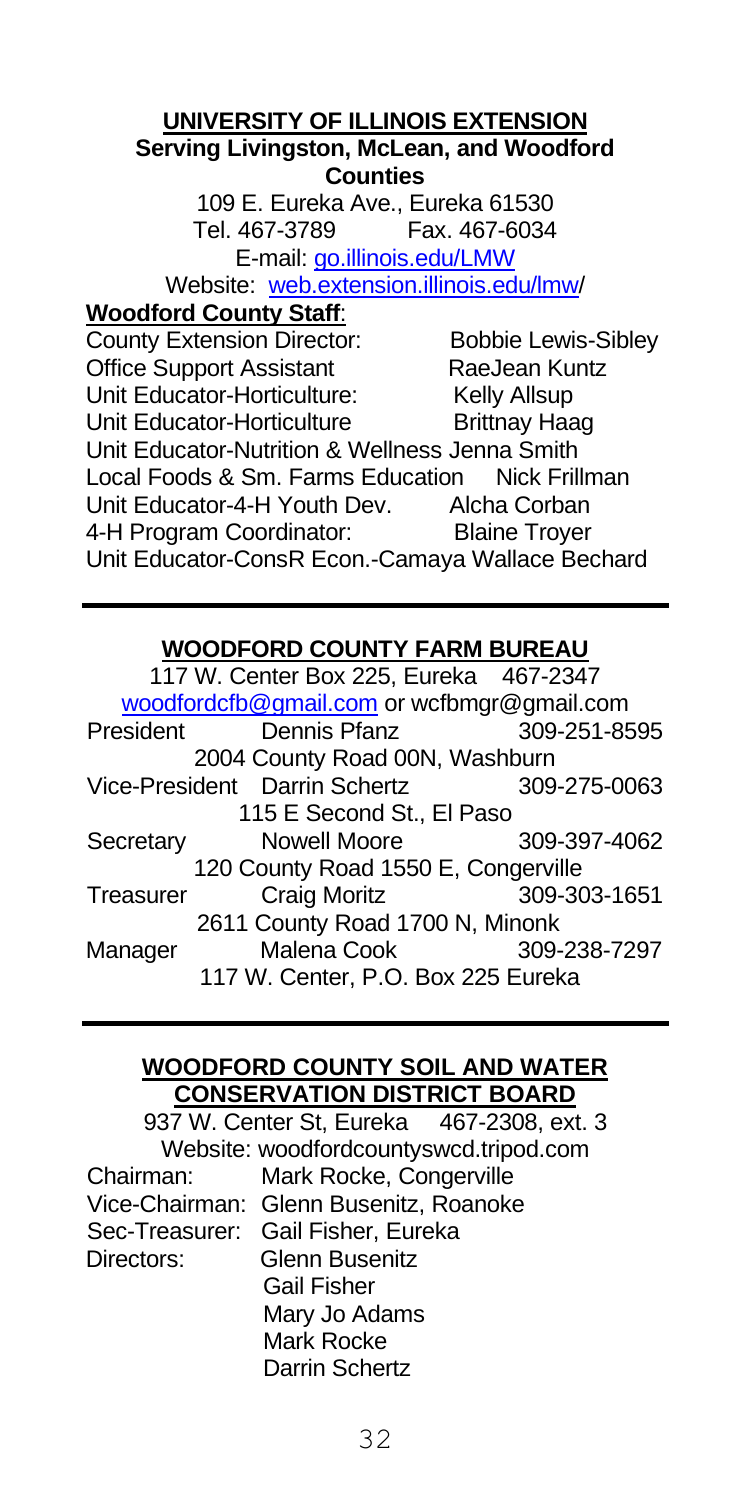## UNIVERSITY OF ILLINOIS EXTENSION

**Serving Livingston, McLean, and Woodford Counties**

109 E. Eureka Ave., Eureka 61530
Tel. 467-3789 Fax. 467-6034
E-mail: go.illinois.edu/LMW
Website: web.extension.illinois.edu/lmw/

**Woodford County Staff**:

| | |
|---|---|
| County Extension Director: | Bobbie Lewis-Sibley |
| Office Support Assistant | RaeJean Kuntz |
| Unit Educator-Horticulture: | Kelly Allsup |
| Unit Educator-Horticulture | Brittnay Haag |
| Unit Educator-Nutrition & Wellness | Jenna Smith |
| Local Foods & Sm. Farms Education | Nick Frillman |
| Unit Educator-4-H Youth Dev. | Alcha Corban |
| 4-H Program Coordinator: | Blaine Troyer |
| Unit Educator-ConsR Econ.- | Camaya Wallace Bechard |

## WOODFORD COUNTY FARM BUREAU

117 W. Center Box 225, Eureka 467-2347
woodfordcfb@gmail.com or wcfbmgr@gmail.com

| | | |
|---|---|---|
| President | Dennis Pfanz | 309-251-8595 |
| | 2004 County Road 00N, Washburn | |
| Vice-President | Darrin Schertz | 309-275-0063 |
| | 115 E Second St., El Paso | |
| Secretary | Nowell Moore | 309-397-4062 |
| | 120 County Road 1550 E, Congerville | |
| Treasurer | Craig Moritz | 309-303-1651 |
| | 2611 County Road 1700 N, Minonk | |
| Manager | Malena Cook | 309-238-7297 |
| | 117 W. Center, P.O. Box 225 Eureka | |

## WOODFORD COUNTY SOIL AND WATER CONSERVATION DISTRICT BOARD

937 W. Center St, Eureka 467-2308, ext. 3
Website: woodfordcountyswcd.tripod.com

| | |
|---|---|
| Chairman: | Mark Rocke, Congerville |
| Vice-Chairman: | Glenn Busenitz, Roanoke |
| Sec-Treasurer: | Gail Fisher, Eureka |
| Directors: | Glenn Busenitz |
| | Gail Fisher |
| | Mary Jo Adams |
| | Mark Rocke |
| | Darrin Schertz |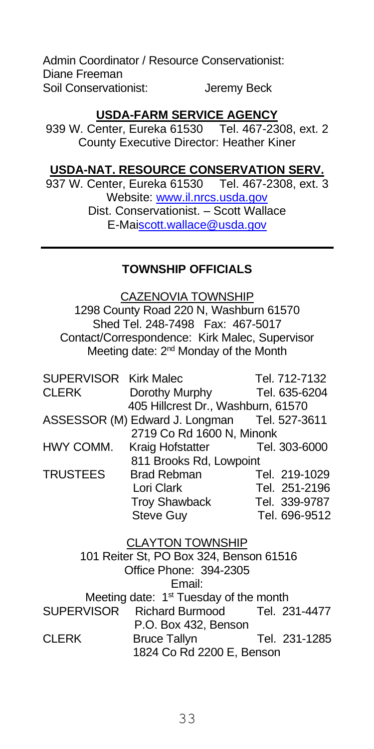Admin Coordinator / Resource Conservationist: Diane Freeman

Soil Conservationist: Jeremy Beck

## USDA-FARM SERVICE AGENCY

939 W. Center, Eureka 61530 Tel. 467-2308, ext. 2

County Executive Director: Heather Kiner

## USDA-NAT. RESOURCE CONSERVATION SERV.

937 W. Center, Eureka 61530 Tel. 467-2308, ext. 3

Website: www.il.nrcs.usda.gov

Dist. Conservationist. – Scott Wallace

E-Maiscott.wallace@usda.gov

---

## TOWNSHIP OFFICIALS

### CAZENOVIA TOWNSHIP

1298 County Road 220 N, Washburn 61570

Shed Tel. 248-7498 Fax: 467-5017

Contact/Correspondence: Kirk Malec, Supervisor

Meeting date: 2nd Monday of the Month

| | | |
|---|---|---|
| SUPERVISOR | Kirk Malec | Tel. 712-7132 |
| CLERK | Dorothy Murphy | Tel. 635-6204 |
| | 405 Hillcrest Dr., Washburn, 61570 | |
| ASSESSOR (M) | Edward J. Longman | Tel. 527-3611 |
| | 2719 Co Rd 1600 N, Minonk | |
| HWY COMM. | Kraig Hofstatter | Tel. 303-6000 |
| | 811 Brooks Rd, Lowpoint | |
| TRUSTEES | Brad Rebman | Tel. 219-1029 |
| | Lori Clark | Tel. 251-2196 |
| | Troy Shawback | Tel. 339-9787 |
| | Steve Guy | Tel. 696-9512 |

### CLAYTON TOWNSHIP

101 Reiter St, PO Box 324, Benson 61516

Office Phone: 394-2305

Email:

Meeting date: 1st Tuesday of the month

| | | |
|---|---|---|
| SUPERVISOR | Richard Burmood | Tel. 231-4477 |
| | P.O. Box 432, Benson | |
| CLERK | Bruce Tallyn | Tel. 231-1285 |
| | 1824 Co Rd 2200 E, Benson | |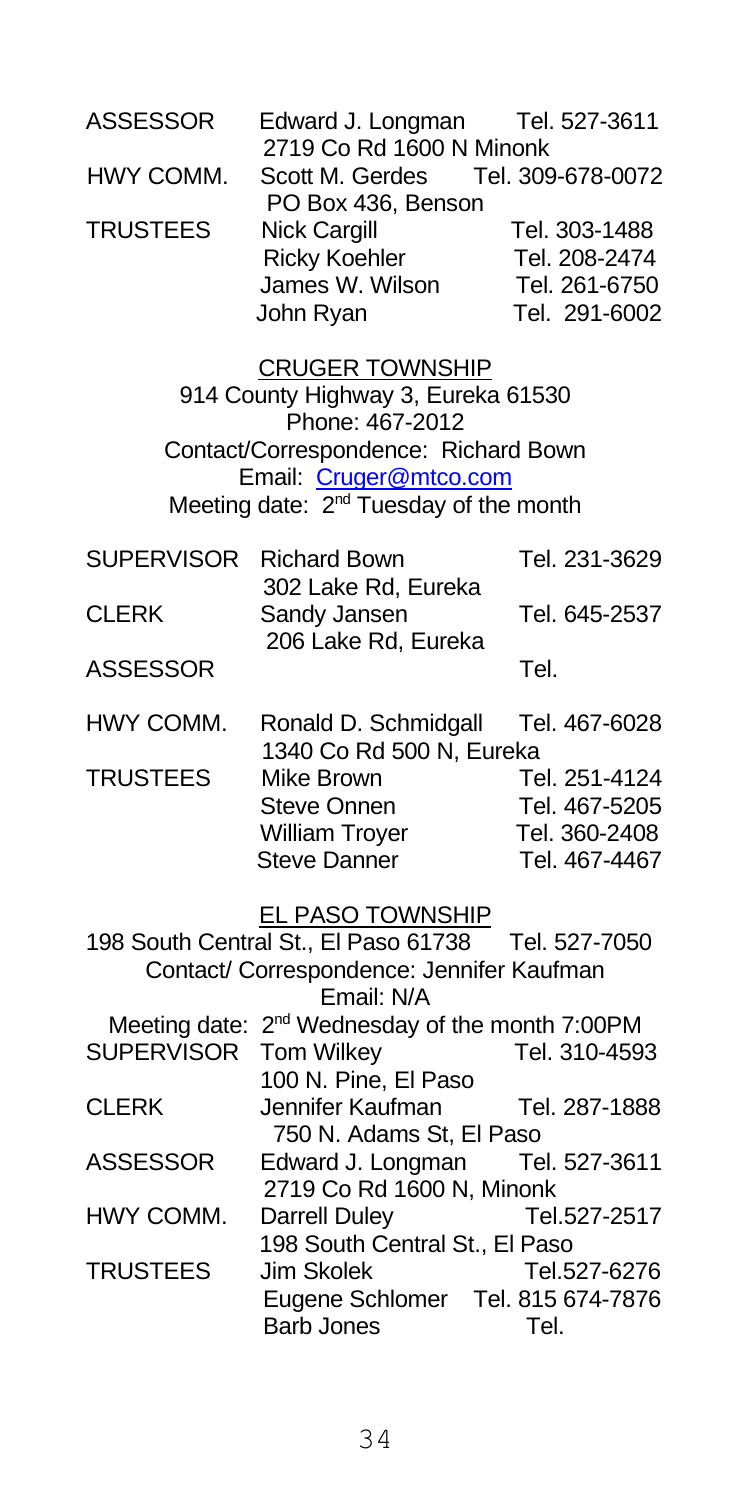| | | |
|---|---|---|
| ASSESSOR | Edward J. Longman<br>2719 Co Rd 1600 N Minonk | Tel. 527-3611 |
| HWY COMM. | Scott M. Gerdes<br>PO Box 436, Benson | Tel. 309-678-0072 |
| TRUSTEES | Nick Cargill | Tel. 303-1488 |
| | Ricky Koehler | Tel. 208-2474 |
| | James W. Wilson | Tel. 261-6750 |
| | John Ryan | Tel. 291-6002 |

## CRUGER TOWNSHIP

914 County Highway 3, Eureka 61530
Phone: 467-2012
Contact/Correspondence: Richard Bown
Email: Cruger@mtco.com
Meeting date: 2nd Tuesday of the month

| | | |
|---|---|---|
| SUPERVISOR | Richard Bown<br>302 Lake Rd, Eureka | Tel. 231-3629 |
| CLERK | Sandy Jansen<br>206 Lake Rd, Eureka | Tel. 645-2537 |
| ASSESSOR | | Tel. |
| HWY COMM. | Ronald D. Schmidgall<br>1340 Co Rd 500 N, Eureka | Tel. 467-6028 |
| TRUSTEES | Mike Brown | Tel. 251-4124 |
| | Steve Onnen | Tel. 467-5205 |
| | William Troyer | Tel. 360-2408 |
| | Steve Danner | Tel. 467-4467 |

## EL PASO TOWNSHIP

198 South Central St., El Paso 61738 Tel. 527-7050
Contact/ Correspondence: Jennifer Kaufman
Email: N/A
Meeting date: 2nd Wednesday of the month 7:00PM

| | | |
|---|---|---|
| SUPERVISOR | Tom Wilkey<br>100 N. Pine, El Paso | Tel. 310-4593 |
| CLERK | Jennifer Kaufman<br>750 N. Adams St, El Paso | Tel. 287-1888 |
| ASSESSOR | Edward J. Longman<br>2719 Co Rd 1600 N, Minonk | Tel. 527-3611 |
| HWY COMM. | Darrell Duley<br>198 South Central St., El Paso | Tel.527-2517 |
| TRUSTEES | Jim Skolek | Tel.527-6276 |
| | Eugene Schlomer | Tel. 815 674-7876 |
| | Barb Jones | Tel. |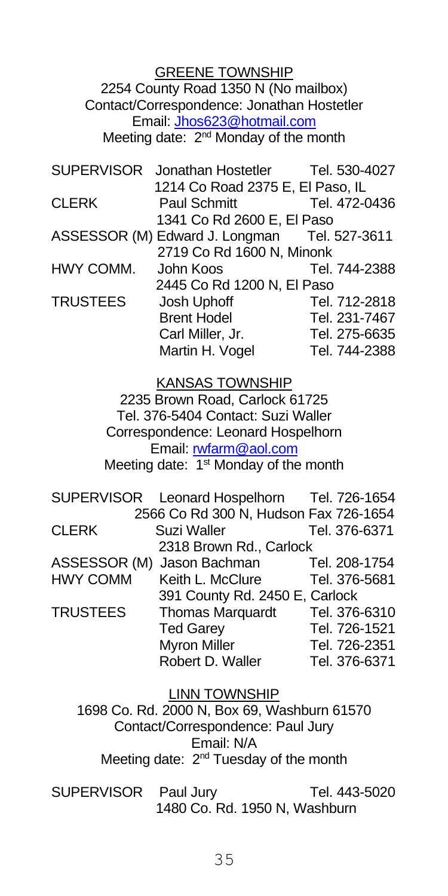## GREENE TOWNSHIP

2254 County Road 1350 N (No mailbox)
Contact/Correspondence: Jonathan Hostetler
Email: Jhos623@hotmail.com
Meeting date: 2nd Monday of the month

| | | |
|---|---|---|
| SUPERVISOR | Jonathan Hostetler | Tel. 530-4027 |
| | 1214 Co Road 2375 E, El Paso, IL | |
| CLERK | Paul Schmitt | Tel. 472-0436 |
| | 1341 Co Rd 2600 E, El Paso | |
| ASSESSOR (M) | Edward J. Longman | Tel. 527-3611 |
| | 2719 Co Rd 1600 N, Minonk | |
| HWY COMM. | John Koos | Tel. 744-2388 |
| | 2445 Co Rd 1200 N, El Paso | |
| TRUSTEES | Josh Uphoff | Tel. 712-2818 |
| | Brent Hodel | Tel. 231-7467 |
| | Carl Miller, Jr. | Tel. 275-6635 |
| | Martin H. Vogel | Tel. 744-2388 |

## KANSAS TOWNSHIP

2235 Brown Road, Carlock 61725
Tel. 376-5404 Contact: Suzi Waller
Correspondence: Leonard Hospelhorn
Email: rwfarm@aol.com
Meeting date: 1st Monday of the month

| | | |
|---|---|---|
| SUPERVISOR | Leonard Hospelhorn | Tel. 726-1654 |
| | 2566 Co Rd 300 N, Hudson Fax 726-1654 | |
| CLERK | Suzi Waller | Tel. 376-6371 |
| | 2318 Brown Rd., Carlock | |
| ASSESSOR (M) | Jason Bachman | Tel. 208-1754 |
| HWY COMM | Keith L. McClure | Tel. 376-5681 |
| | 391 County Rd. 2450 E, Carlock | |
| TRUSTEES | Thomas Marquardt | Tel. 376-6310 |
| | Ted Garey | Tel. 726-1521 |
| | Myron Miller | Tel. 726-2351 |
| | Robert D. Waller | Tel. 376-6371 |

## LINN TOWNSHIP

1698 Co. Rd. 2000 N, Box 69, Washburn 61570
Contact/Correspondence: Paul Jury
Email: N/A
Meeting date: 2nd Tuesday of the month

| | | |
|---|---|---|
| SUPERVISOR | Paul Jury | Tel. 443-5020 |
| | 1480 Co. Rd. 1950 N, Washburn | |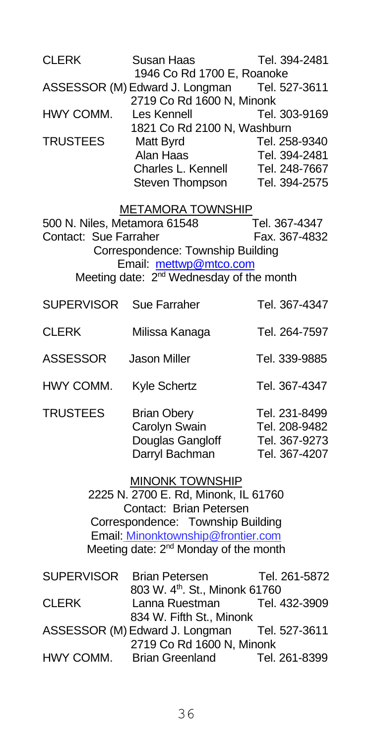| | | |
|---|---|---|
| CLERK | Susan Haas | Tel. 394-2481 |
| | 1946 Co Rd 1700 E, Roanoke | |
| ASSESSOR (M) | Edward J. Longman | Tel. 527-3611 |
| | 2719 Co Rd 1600 N, Minonk | |
| HWY COMM. | Les Kennell | Tel. 303-9169 |
| | 1821 Co Rd 2100 N, Washburn | |
| TRUSTEES | Matt Byrd | Tel. 258-9340 |
| | Alan Haas | Tel. 394-2481 |
| | Charles L. Kennell | Tel. 248-7667 |
| | Steven Thompson | Tel. 394-2575 |

## METAMORA TOWNSHIP

500 N. Niles, Metamora 61548 Tel. 367-4347
Contact: Sue Farraher Fax. 367-4832
Correspondence: Township Building
Email: mettwp@mtco.com
Meeting date: 2nd Wednesday of the month

| | | |
|---|---|---|
| SUPERVISOR | Sue Farraher | Tel. 367-4347 |
| CLERK | Milissa Kanaga | Tel. 264-7597 |
| ASSESSOR | Jason Miller | Tel. 339-9885 |
| HWY COMM. | Kyle Schertz | Tel. 367-4347 |
| TRUSTEES | Brian Obery | Tel. 231-8499 |
| | Carolyn Swain | Tel. 208-9482 |
| | Douglas Gangloff | Tel. 367-9273 |
| | Darryl Bachman | Tel. 367-4207 |

## MINONK TOWNSHIP

2225 N. 2700 E. Rd, Minonk, IL 61760
Contact: Brian Petersen
Correspondence: Township Building
Email: Minonktownship@frontier.com
Meeting date: 2nd Monday of the month

| | | |
|---|---|---|
| SUPERVISOR | Brian Petersen | Tel. 261-5872 |
| | 803 W. 4th. St., Minonk 61760 | |
| CLERK | Lanna Ruestman | Tel. 432-3909 |
| | 834 W. Fifth St., Minonk | |
| ASSESSOR (M) | Edward J. Longman | Tel. 527-3611 |
| | 2719 Co Rd 1600 N, Minonk | |
| HWY COMM. | Brian Greenland | Tel. 261-8399 |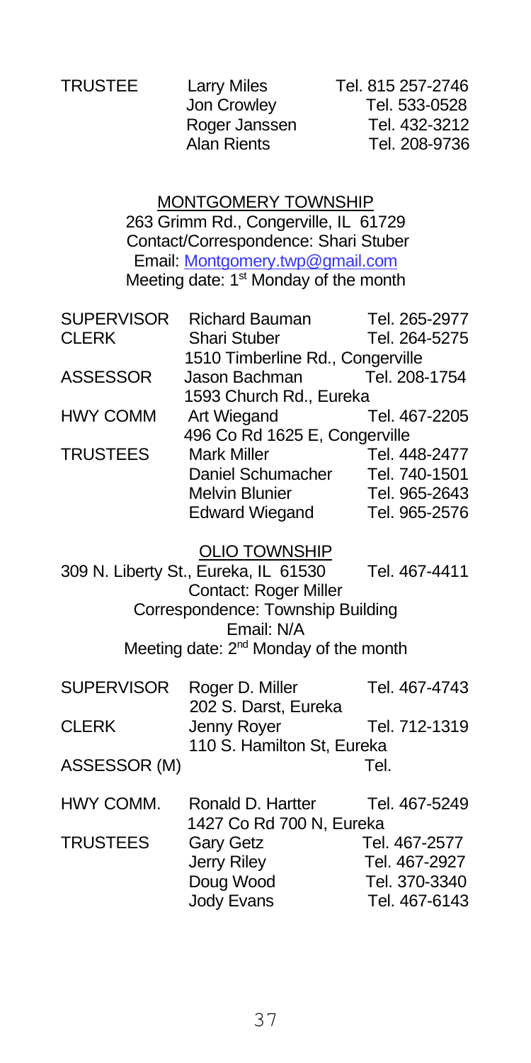| | | |
|---|---|---|
| TRUSTEE | Larry Miles | Tel. 815 257-2746 |
| | Jon Crowley | Tel. 533-0528 |
| | Roger Janssen | Tel. 432-3212 |
| | Alan Rients | Tel. 208-9736 |

## MONTGOMERY TOWNSHIP

263 Grimm Rd., Congerville, IL 61729
Contact/Correspondence: Shari Stuber
Email: Montgomery.twp@gmail.com
Meeting date: 1st Monday of the month

| | | |
|---|---|---|
| SUPERVISOR | Richard Bauman | Tel. 265-2977 |
| CLERK | Shari Stuber | Tel. 264-5275 |
| | 1510 Timberline Rd., Congerville | |
| ASSESSOR | Jason Bachman | Tel. 208-1754 |
| | 1593 Church Rd., Eureka | |
| HWY COMM | Art Wiegand | Tel. 467-2205 |
| | 496 Co Rd 1625 E, Congerville | |
| TRUSTEES | Mark Miller | Tel. 448-2477 |
| | Daniel Schumacher | Tel. 740-1501 |
| | Melvin Blunier | Tel. 965-2643 |
| | Edward Wiegand | Tel. 965-2576 |

## OLIO TOWNSHIP

309 N. Liberty St., Eureka, IL 61530 Tel. 467-4411
Contact: Roger Miller
Correspondence: Township Building
Email: N/A
Meeting date: 2nd Monday of the month

| | | |
|---|---|---|
| SUPERVISOR | Roger D. Miller | Tel. 467-4743 |
| | 202 S. Darst, Eureka | |
| CLERK | Jenny Royer | Tel. 712-1319 |
| | 110 S. Hamilton St, Eureka | |
| ASSESSOR (M) | | Tel. |
| HWY COMM. | Ronald D. Hartter | Tel. 467-5249 |
| | 1427 Co Rd 700 N, Eureka | |
| TRUSTEES | Gary Getz | Tel. 467-2577 |
| | Jerry Riley | Tel. 467-2927 |
| | Doug Wood | Tel. 370-3340 |
| | Jody Evans | Tel. 467-6143 |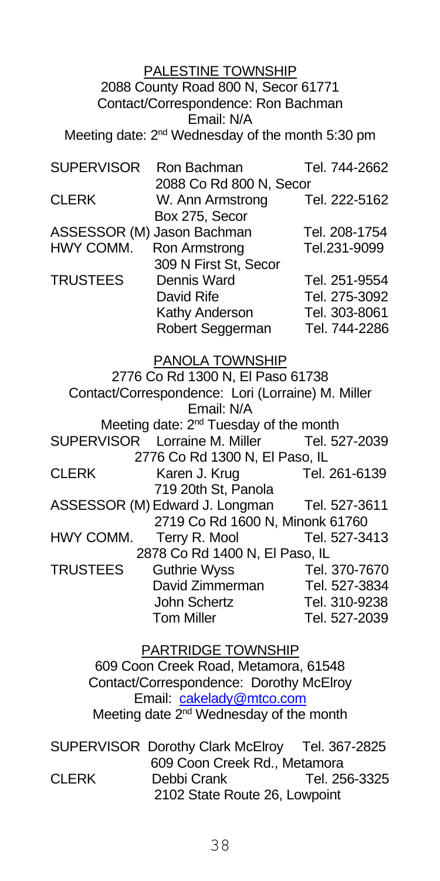## PALESTINE TOWNSHIP

2088 County Road 800 N, Secor 61771
Contact/Correspondence: Ron Bachman
Email: N/A
Meeting date: 2nd Wednesday of the month 5:30 pm

| | | |
|---|---|---|
| SUPERVISOR | Ron Bachman | Tel. 744-2662 |
| | 2088 Co Rd 800 N, Secor | |
| CLERK | W. Ann Armstrong | Tel. 222-5162 |
| | Box 275, Secor | |
| ASSESSOR (M) | Jason Bachman | Tel. 208-1754 |
| HWY COMM. | Ron Armstrong | Tel.231-9099 |
| | 309 N First St, Secor | |
| TRUSTEES | Dennis Ward | Tel. 251-9554 |
| | David Rife | Tel. 275-3092 |
| | Kathy Anderson | Tel. 303-8061 |
| | Robert Seggerman | Tel. 744-2286 |

## PANOLA TOWNSHIP

2776 Co Rd 1300 N, El Paso 61738
Contact/Correspondence: Lori (Lorraine) M. Miller
Email: N/A
Meeting date: 2nd Tuesday of the month

| | | |
|---|---|---|
| SUPERVISOR | Lorraine M. Miller | Tel. 527-2039 |
| | 2776 Co Rd 1300 N, El Paso, IL | |
| CLERK | Karen J. Krug | Tel. 261-6139 |
| | 719 20th St, Panola | |
| ASSESSOR (M) | Edward J. Longman | Tel. 527-3611 |
| | 2719 Co Rd 1600 N, Minonk 61760 | |
| HWY COMM. | Terry R. Mool | Tel. 527-3413 |
| | 2878 Co Rd 1400 N, El Paso, IL | |
| TRUSTEES | Guthrie Wyss | Tel. 370-7670 |
| | David Zimmerman | Tel. 527-3834 |
| | John Schertz | Tel. 310-9238 |
| | Tom Miller | Tel. 527-2039 |

## PARTRIDGE TOWNSHIP

609 Coon Creek Road, Metamora, 61548
Contact/Correspondence: Dorothy McElroy
Email: cakelady@mtco.com
Meeting date 2nd Wednesday of the month

| | | |
|---|---|---|
| SUPERVISOR | Dorothy Clark McElroy | Tel. 367-2825 |
| | 609 Coon Creek Rd., Metamora | |
| CLERK | Debbi Crank | Tel. 256-3325 |
| | 2102 State Route 26, Lowpoint | |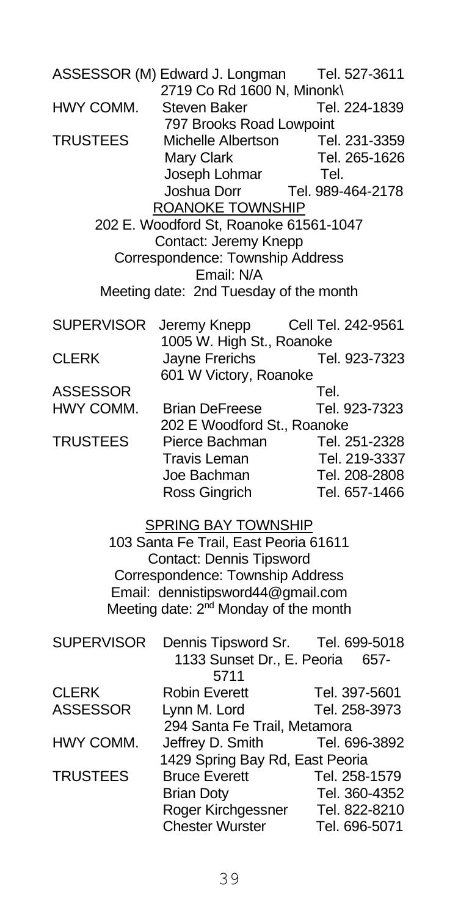ASSESSOR (M) Edward J. Longman Tel. 527-3611
2719 Co Rd 1600 N, Minonk\

HWY COMM. Steven Baker Tel. 224-1839
797 Brooks Road Lowpoint

TRUSTEES Michelle Albertson Tel. 231-3359
Mary Clark Tel. 265-1626
Joseph Lohmar Tel.
Joshua Dorr Tel. 989-464-2178

## ROANOKE TOWNSHIP

202 E. Woodford St, Roanoke 61561-1047
Contact: Jeremy Knepp
Correspondence: Township Address
Email: N/A
Meeting date: 2nd Tuesday of the month

SUPERVISOR Jeremy Knepp Cell Tel. 242-9561
1005 W. High St., Roanoke

CLERK Jayne Frerichs Tel. 923-7323
601 W Victory, Roanoke

ASSESSOR Tel.

HWY COMM. Brian DeFreese Tel. 923-7323
202 E Woodford St., Roanoke

TRUSTEES Pierce Bachman Tel. 251-2328
Travis Leman Tel. 219-3337
Joe Bachman Tel. 208-2808
Ross Gingrich Tel. 657-1466

## SPRING BAY TOWNSHIP

103 Santa Fe Trail, East Peoria 61611
Contact: Dennis Tipsword
Correspondence: Township Address
Email: dennistipsword44@gmail.com
Meeting date: 2nd Monday of the month

SUPERVISOR Dennis Tipsword Sr. Tel. 699-5018
1133 Sunset Dr., E. Peoria 657-5711

CLERK Robin Everett Tel. 397-5601

ASSESSOR Lynn M. Lord Tel. 258-3973
294 Santa Fe Trail, Metamora

HWY COMM. Jeffrey D. Smith Tel. 696-3892
1429 Spring Bay Rd, East Peoria

TRUSTEES Bruce Everett Tel. 258-1579
Brian Doty Tel. 360-4352
Roger Kirchgessner Tel. 822-8210
Chester Wurster Tel. 696-5071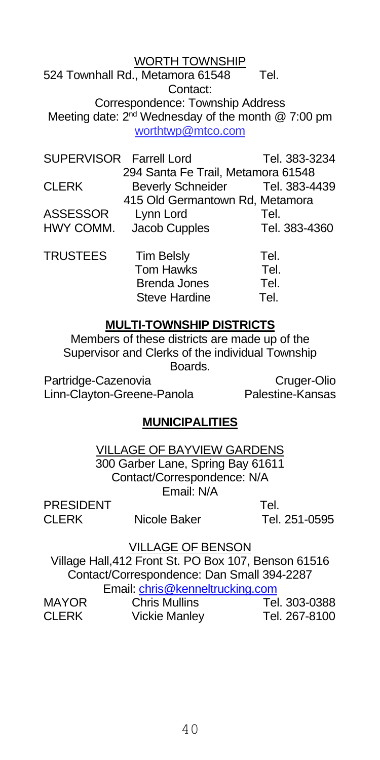## WORTH TOWNSHIP

524 Townhall Rd., Metamora 61548 Tel.

Contact:

Correspondence: Township Address

Meeting date: 2nd Wednesday of the month @ 7:00 pm

worthtwp@mtco.com

| | | |
|---|---|---|
| SUPERVISOR | Farrell Lord | Tel. 383-3234 |
| | 294 Santa Fe Trail, Metamora 61548 | |
| CLERK | Beverly Schneider | Tel. 383-4439 |
| | 415 Old Germantown Rd, Metamora | |
| ASSESSOR | Lynn Lord | Tel. |
| HWY COMM. | Jacob Cupples | Tel. 383-4360 |
| TRUSTEES | Tim Belsly | Tel. |
| | Tom Hawks | Tel. |
| | Brenda Jones | Tel. |
| | Steve Hardine | Tel. |

## MULTI-TOWNSHIP DISTRICTS

Members of these districts are made up of the Supervisor and Clerks of the individual Township Boards.

| | |
|---|---|
| Partridge-Cazenovia | Cruger-Olio |
| Linn-Clayton-Greene-Panola | Palestine-Kansas |

## MUNICIPALITIES

### VILLAGE OF BAYVIEW GARDENS

300 Garber Lane, Spring Bay 61611

Contact/Correspondence: N/A

Email: N/A

| | | |
|---|---|---|
| PRESIDENT | | Tel. |
| CLERK | Nicole Baker | Tel. 251-0595 |

### VILLAGE OF BENSON

Village Hall,412 Front St. PO Box 107, Benson 61516

Contact/Correspondence: Dan Small 394-2287

Email: chris@kenneltrucking.com

| | | |
|---|---|---|
| MAYOR | Chris Mullins | Tel. 303-0388 |
| CLERK | Vickie Manley | Tel. 267-8100 |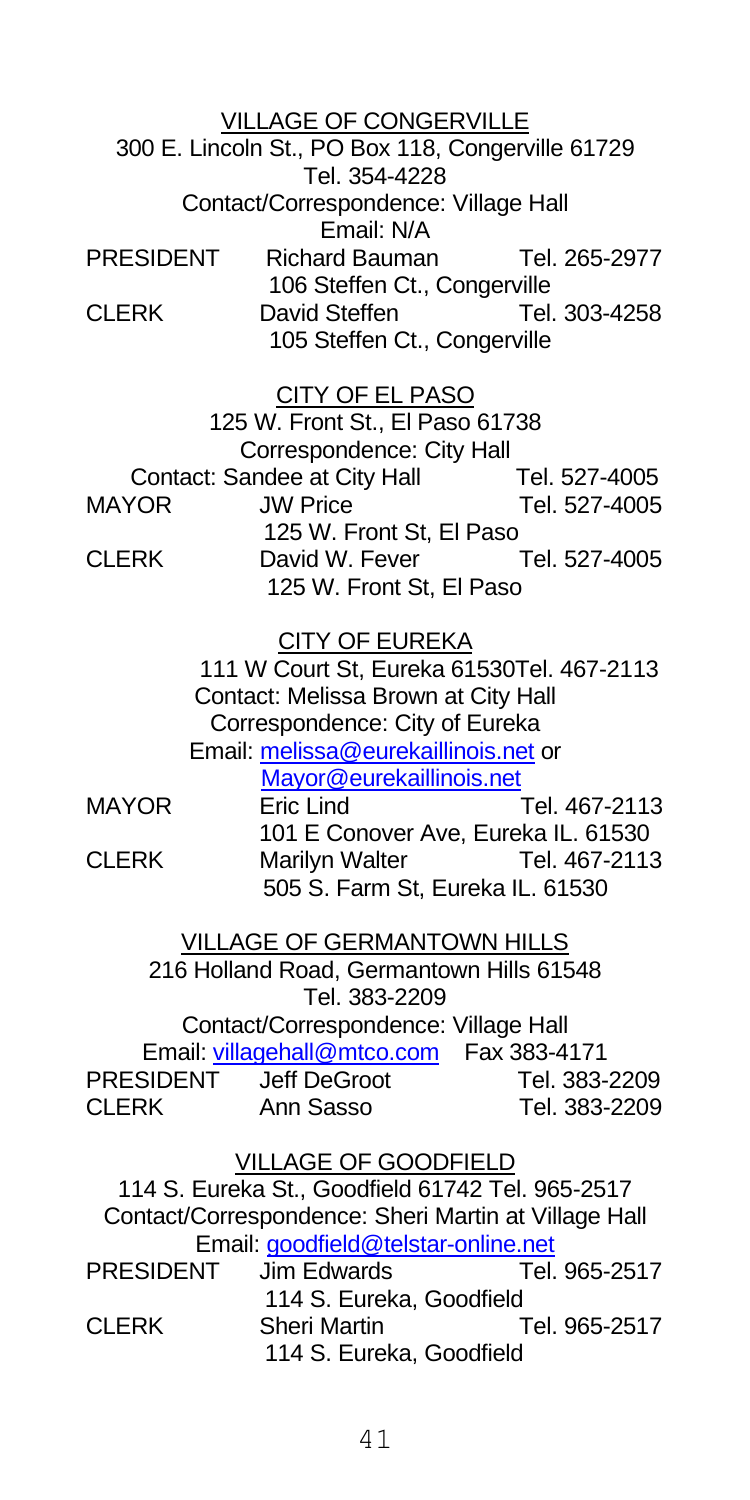## VILLAGE OF CONGERVILLE

300 E. Lincoln St., PO Box 118, Congerville 61729
Tel. 354-4228
Contact/Correspondence: Village Hall
Email: N/A

| | | |
|---|---|---|
| PRESIDENT | Richard Bauman<br>106 Steffen Ct., Congerville | Tel. 265-2977 |
| CLERK | David Steffen<br>105 Steffen Ct., Congerville | Tel. 303-4258 |

## CITY OF EL PASO

125 W. Front St., El Paso 61738
Correspondence: City Hall
Contact: Sandee at City Hall Tel. 527-4005

| | | |
|---|---|---|
| MAYOR | JW Price<br>125 W. Front St, El Paso | Tel. 527-4005 |
| CLERK | David W. Fever<br>125 W. Front St, El Paso | Tel. 527-4005 |

## CITY OF EUREKA

111 W Court St, Eureka 61530Tel. 467-2113
Contact: Melissa Brown at City Hall
Correspondence: City of Eureka
Email: melissa@eurekaillinois.net or Mayor@eurekaillinois.net

| | | |
|---|---|---|
| MAYOR | Eric Lind<br>101 E Conover Ave, Eureka IL. 61530 | Tel. 467-2113 |
| CLERK | Marilyn Walter<br>505 S. Farm St, Eureka IL. 61530 | Tel. 467-2113 |

## VILLAGE OF GERMANTOWN HILLS

216 Holland Road, Germantown Hills 61548
Tel. 383-2209
Contact/Correspondence: Village Hall
Email: villagehall@mtco.com Fax 383-4171

| | | |
|---|---|---|
| PRESIDENT | Jeff DeGroot | Tel. 383-2209 |
| CLERK | Ann Sasso | Tel. 383-2209 |

## VILLAGE OF GOODFIELD

114 S. Eureka St., Goodfield 61742 Tel. 965-2517
Contact/Correspondence: Sheri Martin at Village Hall
Email: goodfield@telstar-online.net

| | | |
|---|---|---|
| PRESIDENT | Jim Edwards<br>114 S. Eureka, Goodfield | Tel. 965-2517 |
| CLERK | Sheri Martin<br>114 S. Eureka, Goodfield | Tel. 965-2517 |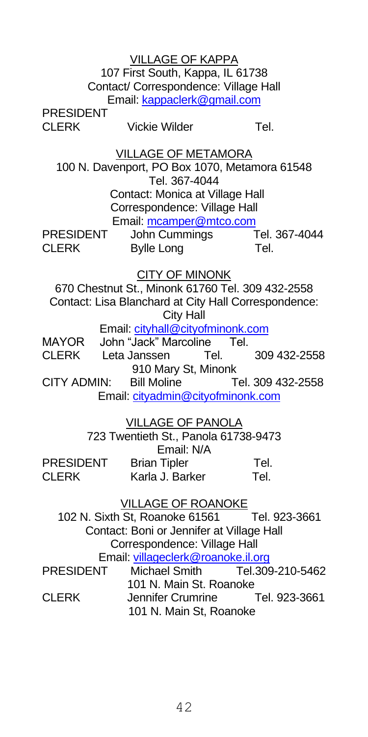## VILLAGE OF KAPPA

107 First South, Kappa, IL 61738
Contact/ Correspondence: Village Hall
Email: kappaclerk@gmail.com

PRESIDENT
CLERK Vickie Wilder Tel.

## VILLAGE OF METAMORA

100 N. Davenport, PO Box 1070, Metamora 61548
Tel. 367-4044
Contact: Monica at Village Hall
Correspondence: Village Hall
Email: mcamper@mtco.com

PRESIDENT John Cummings Tel. 367-4044
CLERK Bylle Long Tel.

## CITY OF MINONK

670 Chestnut St., Minonk 61760 Tel. 309 432-2558
Contact: Lisa Blanchard at City Hall Correspondence: City Hall
Email: cityhall@cityofminonk.com

MAYOR John "Jack" Marcoline Tel.
CLERK Leta Janssen Tel. 309 432-2558
910 Mary St, Minonk
CITY ADMIN: Bill Moline Tel. 309 432-2558
Email: cityadmin@cityofminonk.com

## VILLAGE OF PANOLA

723 Twentieth St., Panola 61738-9473
Email: N/A

PRESIDENT Brian Tipler Tel.
CLERK Karla J. Barker Tel.

## VILLAGE OF ROANOKE

102 N. Sixth St, Roanoke 61561 Tel. 923-3661
Contact: Boni or Jennifer at Village Hall
Correspondence: Village Hall
Email: villageclerk@roanoke.il.org

PRESIDENT Michael Smith Tel.309-210-5462
101 N. Main St. Roanoke
CLERK Jennifer Crumrine Tel. 923-3661
101 N. Main St, Roanoke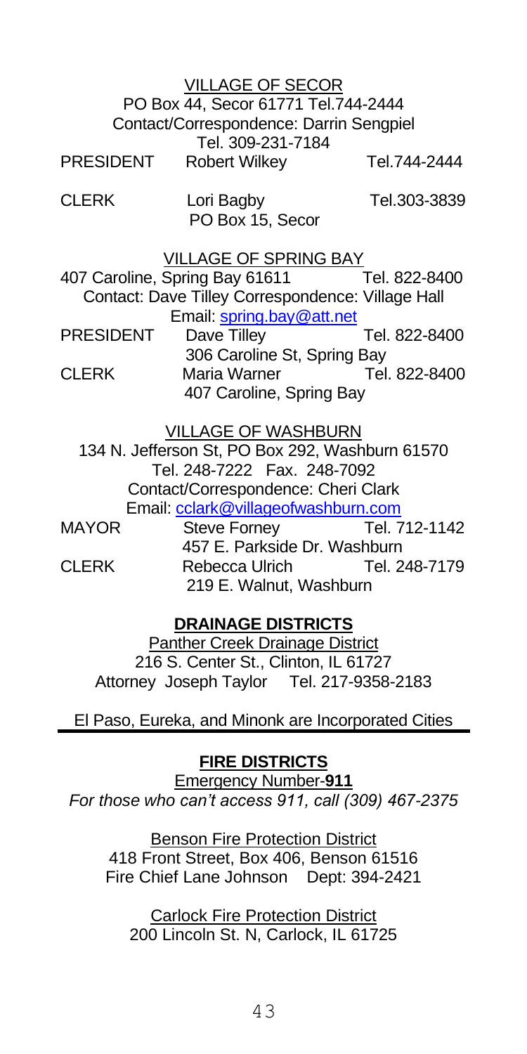VILLAGE OF SECOR

PO Box 44, Secor 61771 Tel.744-2444

Contact/Correspondence: Darrin Sengpiel

Tel. 309-231-7184

| | | |
|---|---|---|
| PRESIDENT | Robert Wilkey | Tel.744-2444 |
| CLERK | Lori Bagby<br>PO Box 15, Secor | Tel.303-3839 |

VILLAGE OF SPRING BAY

407 Caroline, Spring Bay 61611 Tel. 822-8400

Contact: Dave Tilley Correspondence: Village Hall

Email: spring.bay@att.net

| | | |
|---|---|---|
| PRESIDENT | Dave Tilley<br>306 Caroline St, Spring Bay | Tel. 822-8400 |
| CLERK | Maria Warner<br>407 Caroline, Spring Bay | Tel. 822-8400 |

VILLAGE OF WASHBURN

134 N. Jefferson St, PO Box 292, Washburn 61570

Tel. 248-7222 Fax. 248-7092

Contact/Correspondence: Cheri Clark

Email: cclark@villageofwashburn.com

| | | |
|---|---|---|
| MAYOR | Steve Forney<br>457 E. Parkside Dr. Washburn | Tel. 712-1142 |
| CLERK | Rebecca Ulrich<br>219 E. Walnut, Washburn | Tel. 248-7179 |

## DRAINAGE DISTRICTS

Panther Creek Drainage District

216 S. Center St., Clinton, IL 61727

Attorney Joseph Taylor Tel. 217-9358-2183

El Paso, Eureka, and Minonk are Incorporated Cities

## FIRE DISTRICTS

Emergency Number-**911**

*For those who can't access 911, call (309) 467-2375*

Benson Fire Protection District

418 Front Street, Box 406, Benson 61516

Fire Chief Lane Johnson Dept: 394-2421

Carlock Fire Protection District

200 Lincoln St. N, Carlock, IL 61725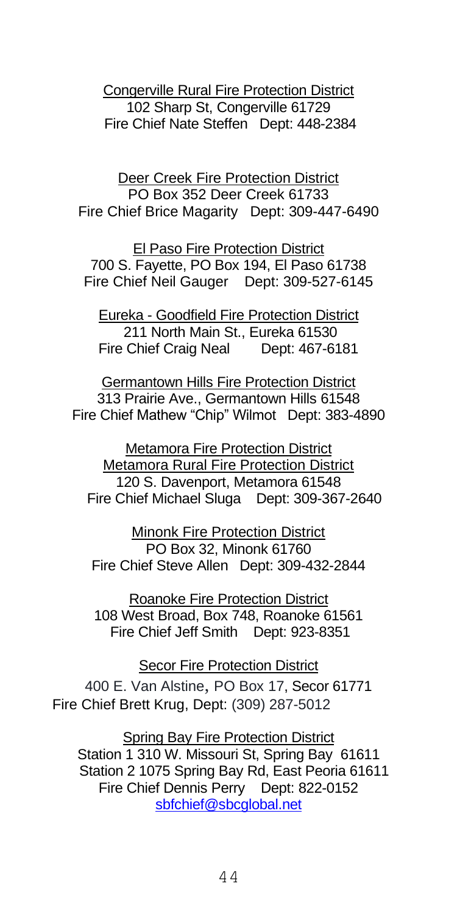Congerville Rural Fire Protection District
102 Sharp St, Congerville 61729
Fire Chief Nate Steffen Dept: 448-2384

Deer Creek Fire Protection District
PO Box 352 Deer Creek 61733
Fire Chief Brice Magarity Dept: 309-447-6490

El Paso Fire Protection District
700 S. Fayette, PO Box 194, El Paso 61738
Fire Chief Neil Gauger Dept: 309-527-6145

Eureka - Goodfield Fire Protection District
211 North Main St., Eureka 61530
Fire Chief Craig Neal Dept: 467-6181

Germantown Hills Fire Protection District
313 Prairie Ave., Germantown Hills 61548
Fire Chief Mathew "Chip" Wilmot Dept: 383-4890

Metamora Fire Protection District
Metamora Rural Fire Protection District
120 S. Davenport, Metamora 61548
Fire Chief Michael Sluga Dept: 309-367-2640

Minonk Fire Protection District
PO Box 32, Minonk 61760
Fire Chief Steve Allen Dept: 309-432-2844

Roanoke Fire Protection District
108 West Broad, Box 748, Roanoke 61561
Fire Chief Jeff Smith Dept: 923-8351

Secor Fire Protection District
400 E. Van Alstine, PO Box 17, Secor 61771
Fire Chief Brett Krug, Dept: (309) 287-5012

Spring Bay Fire Protection District
Station 1 310 W. Missouri St, Spring Bay 61611
Station 2 1075 Spring Bay Rd, East Peoria 61611
Fire Chief Dennis Perry Dept: 822-0152
sbfchief@sbcglobal.net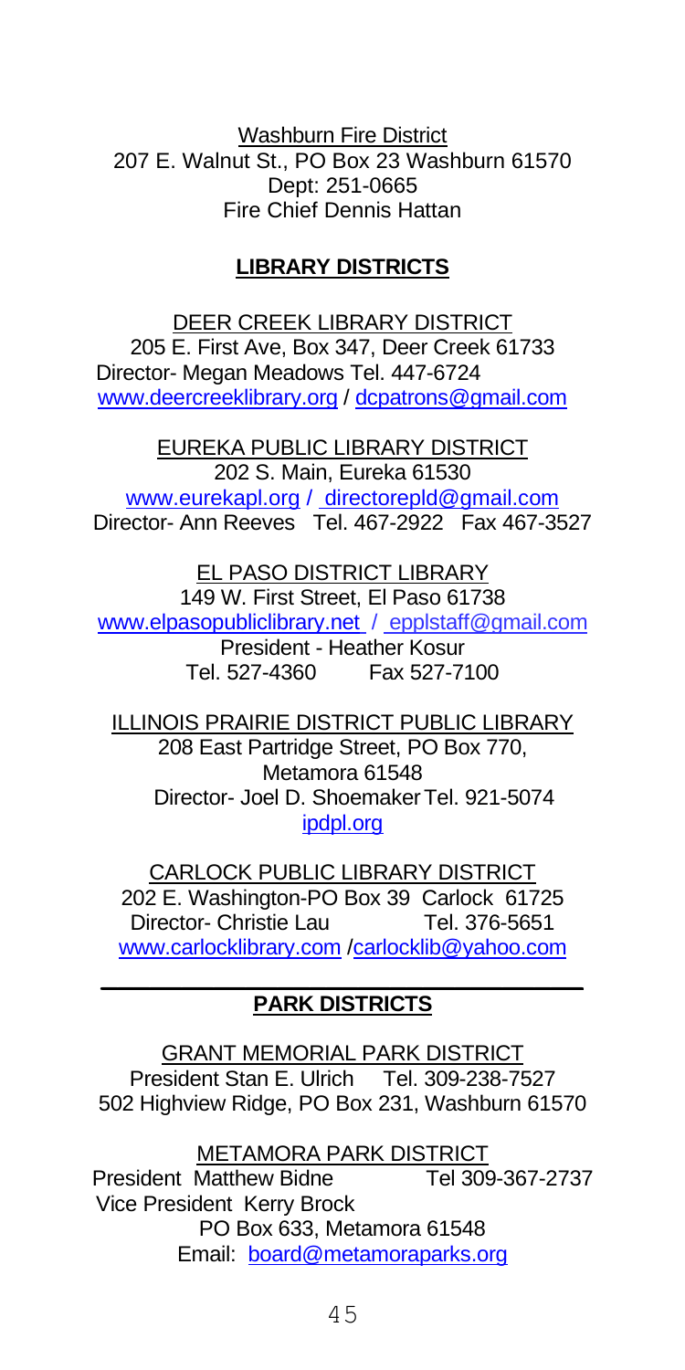Washburn Fire District
207 E. Walnut St., PO Box 23 Washburn 61570
Dept: 251-0665
Fire Chief Dennis Hattan

## LIBRARY DISTRICTS

DEER CREEK LIBRARY DISTRICT
205 E. First Ave, Box 347, Deer Creek 61733
Director- Megan Meadows Tel. 447-6724
www.deercreeklibrary.org / dcpatrons@gmail.com

EUREKA PUBLIC LIBRARY DISTRICT
202 S. Main, Eureka 61530
www.eurekapl.org / directorepld@gmail.com
Director- Ann Reeves Tel. 467-2922 Fax 467-3527

EL PASO DISTRICT LIBRARY
149 W. First Street, El Paso 61738
www.elpasopubliclibrary.net / epplstaff@gmail.com
President - Heather Kosur
Tel. 527-4360 Fax 527-7100

ILLINOIS PRAIRIE DISTRICT PUBLIC LIBRARY
208 East Partridge Street, PO Box 770,
Metamora 61548
Director- Joel D. Shoemaker Tel. 921-5074
ipdpl.org

CARLOCK PUBLIC LIBRARY DISTRICT
202 E. Washington-PO Box 39 Carlock 61725
Director- Christie Lau Tel. 376-5651
www.carlocklibrary.com /carlocklib@yahoo.com

## PARK DISTRICTS

GRANT MEMORIAL PARK DISTRICT
President Stan E. Ulrich Tel. 309-238-7527
502 Highview Ridge, PO Box 231, Washburn 61570

METAMORA PARK DISTRICT
President Matthew Bidne Tel 309-367-2737
Vice President Kerry Brock
PO Box 633, Metamora 61548
Email: board@metamoraparks.org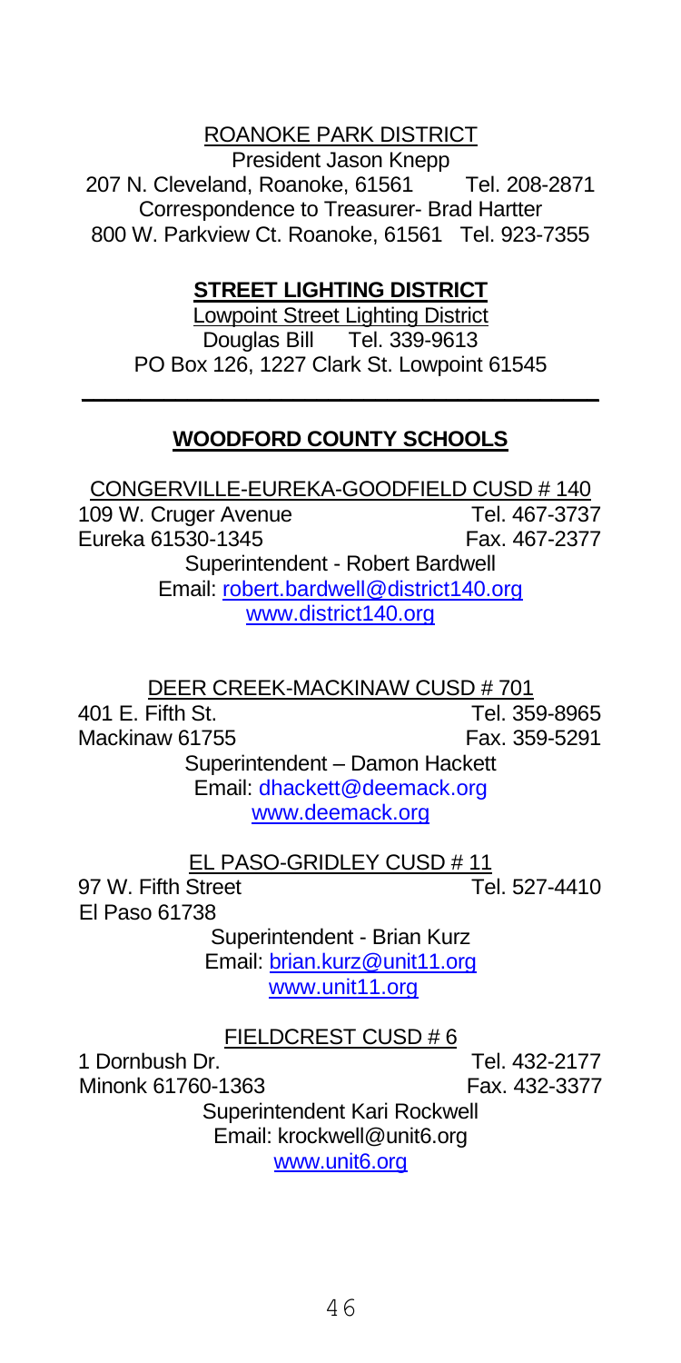ROANOKE PARK DISTRICT

President Jason Knepp

207 N. Cleveland, Roanoke, 61561 Tel. 208-2871

Correspondence to Treasurer- Brad Hartter

800 W. Parkview Ct. Roanoke, 61561 Tel. 923-7355

## STREET LIGHTING DISTRICT

Lowpoint Street Lighting District

Douglas Bill Tel. 339-9613

PO Box 126, 1227 Clark St. Lowpoint 61545

---

## WOODFORD COUNTY SCHOOLS

CONGERVILLE-EUREKA-GOODFIELD CUSD # 140

109 W. Cruger Avenue Tel. 467-3737

Eureka 61530-1345 Fax. 467-2377

Superintendent - Robert Bardwell

Email: robert.bardwell@district140.org

www.district140.org

DEER CREEK-MACKINAW CUSD # 701

401 E. Fifth St. Tel. 359-8965

Mackinaw 61755 Fax. 359-5291

Superintendent – Damon Hackett

Email: dhackett@deemack.org

www.deemack.org

EL PASO-GRIDLEY CUSD # 11

97 W. Fifth Street Tel. 527-4410

El Paso 61738

Superintendent - Brian Kurz

Email: brian.kurz@unit11.org

www.unit11.org

FIELDCREST CUSD # 6

1 Dornbush Dr. Tel. 432-2177

Minonk 61760-1363 Fax. 432-3377

Superintendent Kari Rockwell

Email: krockwell@unit6.org

www.unit6.org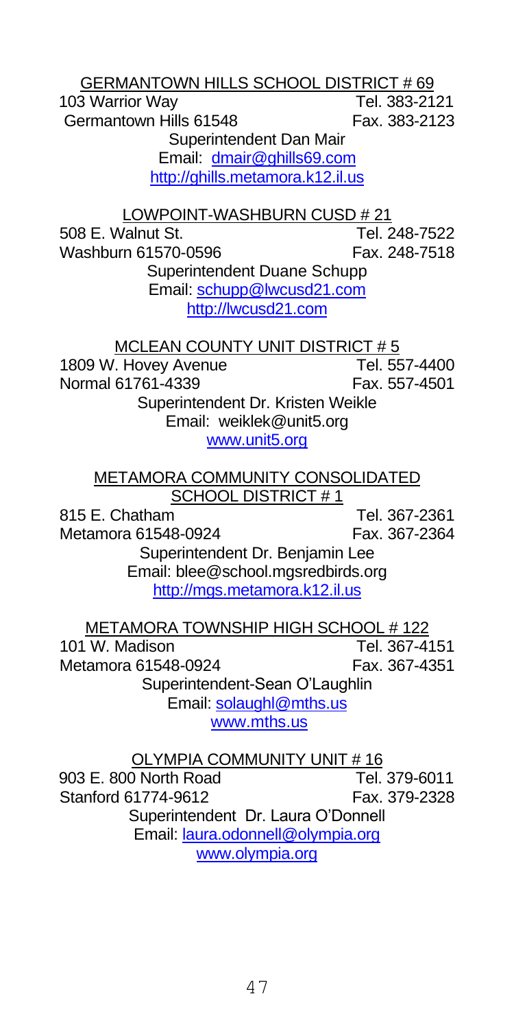GERMANTOWN HILLS SCHOOL DISTRICT # 69

103 Warrior Way  Tel. 383-2121
Germantown Hills 61548  Fax. 383-2123
Superintendent Dan Mair
Email: dmair@ghills69.com
http://ghills.metamora.k12.il.us

LOWPOINT-WASHBURN CUSD # 21

508 E. Walnut St.  Tel. 248-7522
Washburn 61570-0596  Fax. 248-7518
Superintendent Duane Schupp
Email: schupp@lwcusd21.com
http://lwcusd21.com

MCLEAN COUNTY UNIT DISTRICT # 5

1809 W. Hovey Avenue  Tel. 557-4400
Normal 61761-4339  Fax. 557-4501
Superintendent Dr. Kristen Weikle
Email: weiklek@unit5.org
www.unit5.org

METAMORA COMMUNITY CONSOLIDATED SCHOOL DISTRICT # 1

815 E. Chatham  Tel. 367-2361
Metamora 61548-0924  Fax. 367-2364
Superintendent Dr. Benjamin Lee
Email: blee@school.mgsredbirds.org
http://mgs.metamora.k12.il.us

METAMORA TOWNSHIP HIGH SCHOOL # 122

101 W. Madison  Tel. 367-4151
Metamora 61548-0924  Fax. 367-4351
Superintendent-Sean O'Laughlin
Email: solaughl@mths.us
www.mths.us

OLYMPIA COMMUNITY UNIT # 16

903 E. 800 North Road  Tel. 379-6011
Stanford 61774-9612  Fax. 379-2328
Superintendent Dr. Laura O'Donnell
Email: laura.odonnell@olympia.org
www.olympia.org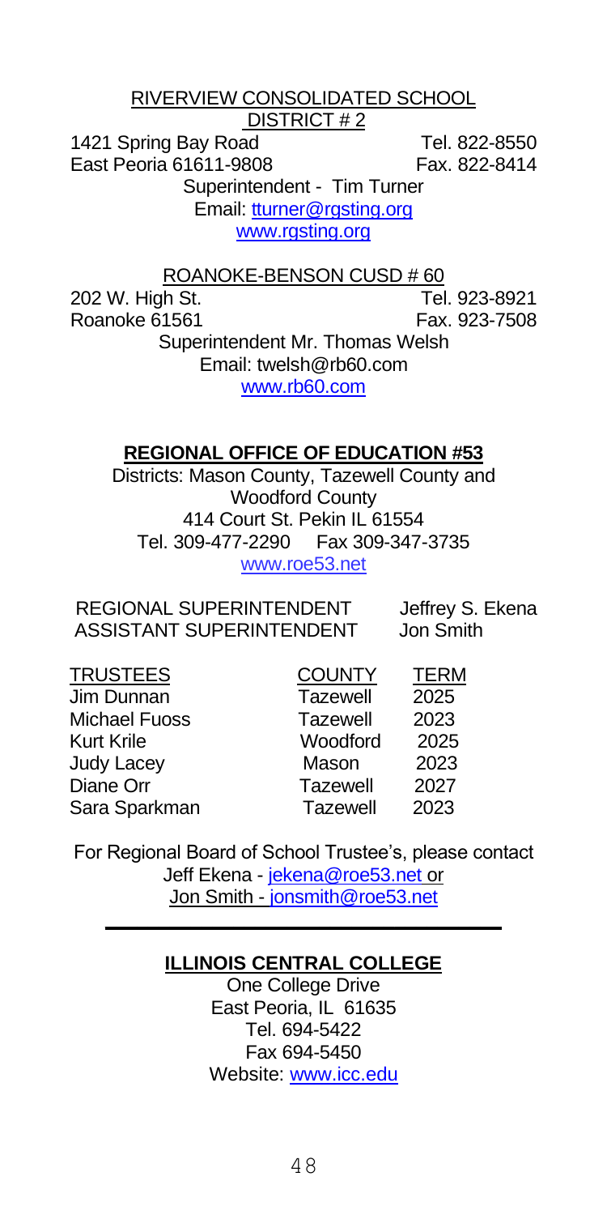RIVERVIEW CONSOLIDATED SCHOOL DISTRICT # 2

1421 Spring Bay Road — Tel. 822-8550
East Peoria 61611-9808 — Fax. 822-8414
Superintendent - Tim Turner
Email: tturner@rgsting.org
www.rgsting.org

ROANOKE-BENSON CUSD # 60

202 W. High St. — Tel. 923-8921
Roanoke 61561 — Fax. 923-7508
Superintendent Mr. Thomas Welsh
Email: twelsh@rb60.com
www.rb60.com

## REGIONAL OFFICE OF EDUCATION #53

Districts: Mason County, Tazewell County and Woodford County
414 Court St. Pekin IL 61554
Tel. 309-477-2290 Fax 309-347-3735
www.roe53.net

REGIONAL SUPERINTENDENT — Jeffrey S. Ekena
ASSISTANT SUPERINTENDENT — Jon Smith

| TRUSTEES | COUNTY | TERM |
|---|---|---|
| Jim Dunnan | Tazewell | 2025 |
| Michael Fuoss | Tazewell | 2023 |
| Kurt Krile | Woodford | 2025 |
| Judy Lacey | Mason | 2023 |
| Diane Orr | Tazewell | 2027 |
| Sara Sparkman | Tazewell | 2023 |

For Regional Board of School Trustee's, please contact Jeff Ekena - jekena@roe53.net or Jon Smith - jonsmith@roe53.net

---

## ILLINOIS CENTRAL COLLEGE

One College Drive
East Peoria, IL 61635
Tel. 694-5422
Fax 694-5450
Website: www.icc.edu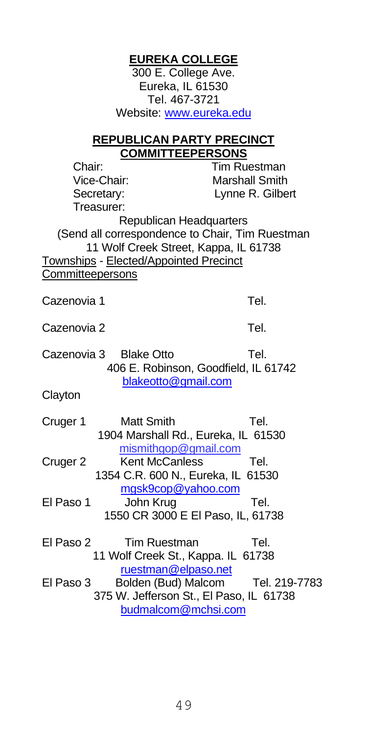## EUREKA COLLEGE

300 E. College Ave.
Eureka, IL 61530
Tel. 467-3721
Website: [www.eureka.edu](http://www.eureka.edu)

## REPUBLICAN PARTY PRECINCT COMMITTEEPERSONS

Chair: Tim Ruestman
Vice-Chair: Marshall Smith
Secretary: Lynne R. Gilbert
Treasurer:

Republican Headquarters
(Send all correspondence to Chair, Tim Ruestman
11 Wolf Creek Street, Kappa, IL 61738

Townships - Elected/Appointed Precinct Committeepersons

Cazenovia 1 Tel.

Cazenovia 2 Tel.

Cazenovia 3 Blake Otto Tel.
406 E. Robinson, Goodfield, IL 61742
blakeotto@gmail.com

Clayton

Cruger 1 Matt Smith Tel.
1904 Marshall Rd., Eureka, IL 61530
mismithgop@gmail.com

Cruger 2 Kent McCanless Tel.
1354 C.R. 600 N., Eureka, IL 61530
mgsk9cop@yahoo.com

El Paso 1 John Krug Tel.
1550 CR 3000 E El Paso, IL, 61738

El Paso 2 Tim Ruestman Tel.
11 Wolf Creek St., Kappa. IL 61738
ruestman@elpaso.net

El Paso 3 Bolden (Bud) Malcom Tel. 219-7783
375 W. Jefferson St., El Paso, IL 61738
budmalcom@mchsi.com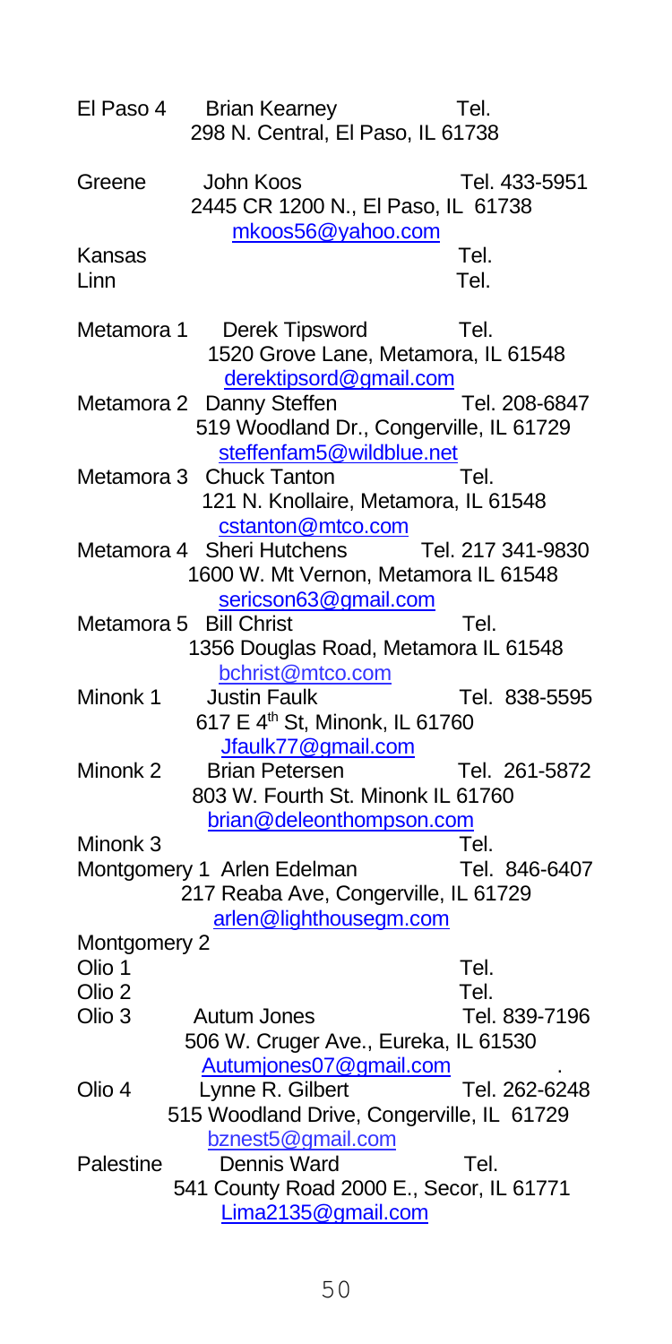El Paso 4 Brian Kearney Tel.
298 N. Central, El Paso, IL 61738

Greene John Koos Tel. 433-5951
2445 CR 1200 N., El Paso, IL 61738
mkoos56@yahoo.com

Kansas Tel.

Linn Tel.

Metamora 1 Derek Tipsword Tel.
1520 Grove Lane, Metamora, IL 61548
derektipsord@gmail.com

Metamora 2 Danny Steffen Tel. 208-6847
519 Woodland Dr., Congerville, IL 61729
steffenfam5@wildblue.net

Metamora 3 Chuck Tanton Tel.
121 N. Knollaire, Metamora, IL 61548
cstanton@mtco.com

Metamora 4 Sheri Hutchens Tel. 217 341-9830
1600 W. Mt Vernon, Metamora IL 61548
sericson63@gmail.com

Metamora 5 Bill Christ Tel.
1356 Douglas Road, Metamora IL 61548
bchrist@mtco.com

Minonk 1 Justin Faulk Tel. 838-5595
617 E 4th St, Minonk, IL 61760
Jfaulk77@gmail.com

Minonk 2 Brian Petersen Tel. 261-5872
803 W. Fourth St. Minonk IL 61760
brian@deleonthompson.com

Minonk 3 Tel.

Montgomery 1 Arlen Edelman Tel. 846-6407
217 Reaba Ave, Congerville, IL 61729
arlen@lighthousegm.com

Montgomery 2

Olio 1 Tel.

Olio 2 Tel.

Olio 3 Autum Jones Tel. 839-7196
506 W. Cruger Ave., Eureka, IL 61530
Autumjones07@gmail.com

Olio 4 Lynne R. Gilbert Tel. 262-6248
515 Woodland Drive, Congerville, IL 61729
bznest5@gmail.com

Palestine Dennis Ward Tel.
541 County Road 2000 E., Secor, IL 61771
Lima2135@gmail.com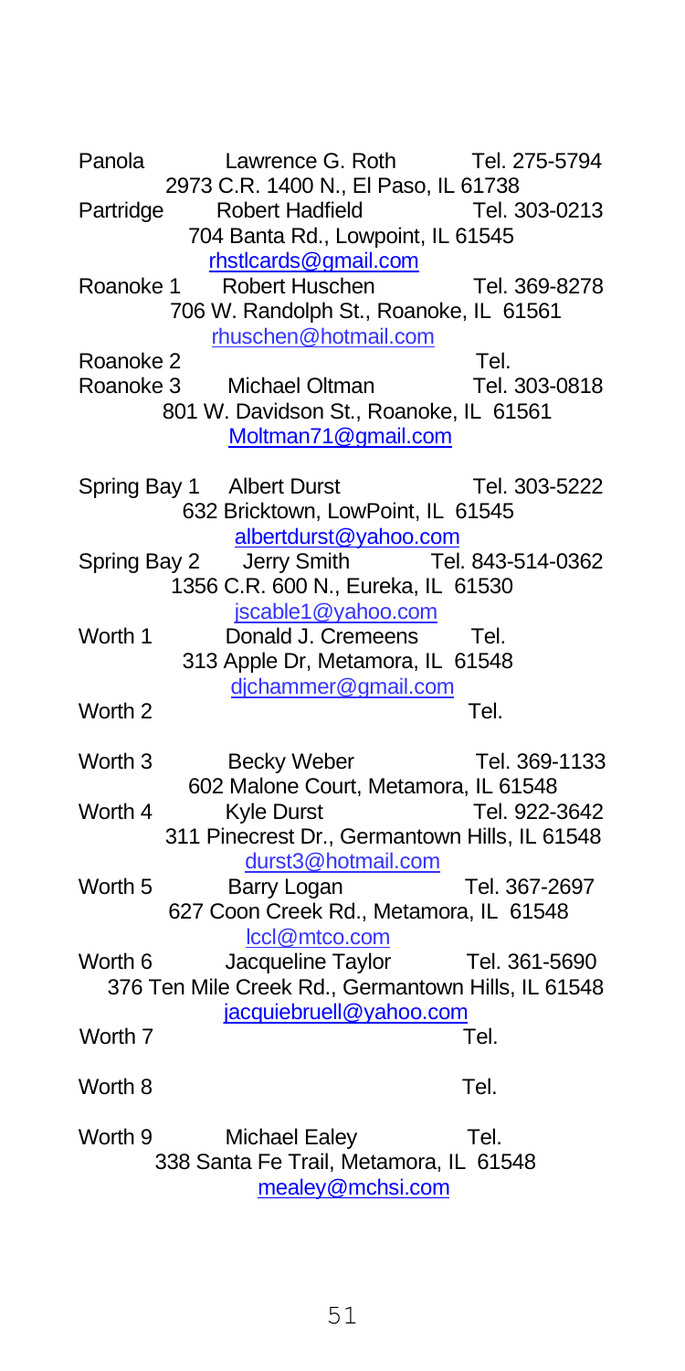Panola Lawrence G. Roth Tel. 275-5794
2973 C.R. 1400 N., El Paso, IL 61738

Partridge Robert Hadfield Tel. 303-0213
704 Banta Rd., Lowpoint, IL 61545
rhstlcards@gmail.com

Roanoke 1 Robert Huschen Tel. 369-8278
706 W. Randolph St., Roanoke, IL 61561
rhuschen@hotmail.com

Roanoke 2 Tel.

Roanoke 3 Michael Oltman Tel. 303-0818
801 W. Davidson St., Roanoke, IL 61561
Moltman71@gmail.com

Spring Bay 1 Albert Durst Tel. 303-5222
632 Bricktown, LowPoint, IL 61545
albertdurst@yahoo.com

Spring Bay 2 Jerry Smith Tel. 843-514-0362
1356 C.R. 600 N., Eureka, IL 61530
jscable1@yahoo.com

Worth 1 Donald J. Cremeens Tel.
313 Apple Dr, Metamora, IL 61548
djchammer@gmail.com

Worth 2 Tel.

Worth 3 Becky Weber Tel. 369-1133
602 Malone Court, Metamora, IL 61548

Worth 4 Kyle Durst Tel. 922-3642
311 Pinecrest Dr., Germantown Hills, IL 61548
durst3@hotmail.com

Worth 5 Barry Logan Tel. 367-2697
627 Coon Creek Rd., Metamora, IL 61548
lccl@mtco.com

Worth 6 Jacqueline Taylor Tel. 361-5690
376 Ten Mile Creek Rd., Germantown Hills, IL 61548
jacquiebruell@yahoo.com

Worth 7 Tel.

Worth 8 Tel.

Worth 9 Michael Ealey Tel.
338 Santa Fe Trail, Metamora, IL 61548
mealey@mchsi.com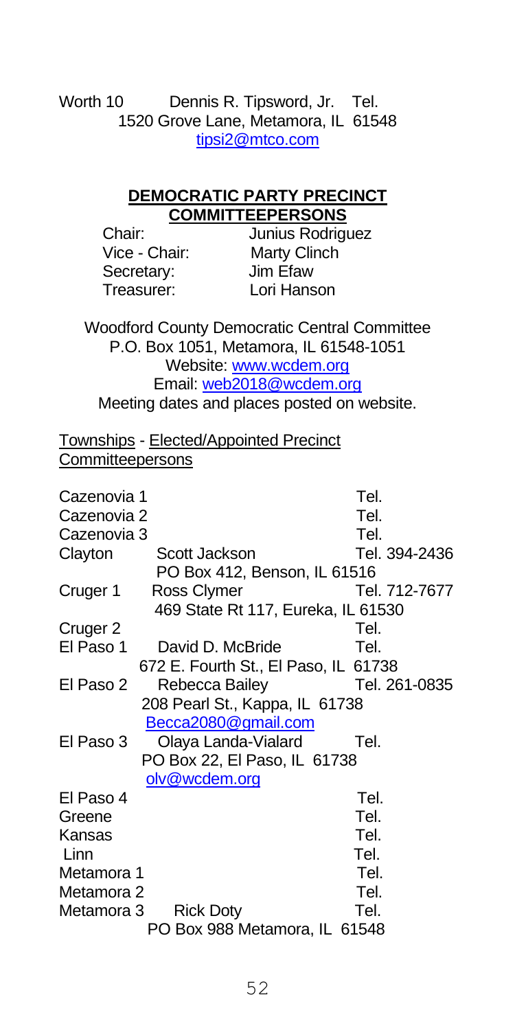Worth 10 Dennis R. Tipsword, Jr. Tel.
1520 Grove Lane, Metamora, IL 61548
tipsi2@mtco.com

## DEMOCRATIC PARTY PRECINCT COMMITTEEPERSONS

Chair: Junius Rodriguez
Vice - Chair: Marty Clinch
Secretary: Jim Efaw
Treasurer: Lori Hanson

Woodford County Democratic Central Committee
P.O. Box 1051, Metamora, IL 61548-1051
Website: www.wcdem.org
Email: web2018@wcdem.org
Meeting dates and places posted on website.

Townships - Elected/Appointed Precinct Committeepersons

| Township | Name | Tel. |
|---|---|---|
| Cazenovia 1 | | Tel. |
| Cazenovia 2 | | Tel. |
| Cazenovia 3 | | Tel. |
| Clayton | Scott Jackson<br>PO Box 412, Benson, IL 61516 | Tel. 394-2436 |
| Cruger 1 | Ross Clymer<br>469 State Rt 117, Eureka, IL 61530 | Tel. 712-7677 |
| Cruger 2 | | Tel. |
| El Paso 1 | David D. McBride<br>672 E. Fourth St., El Paso, IL 61738 | Tel. |
| El Paso 2 | Rebecca Bailey<br>208 Pearl St., Kappa, IL 61738<br>Becca2080@gmail.com | Tel. 261-0835 |
| El Paso 3 | Olaya Landa-Vialard<br>PO Box 22, El Paso, IL 61738<br>olv@wcdem.org | Tel. |
| El Paso 4 | | Tel. |
| Greene | | Tel. |
| Kansas | | Tel. |
| Linn | | Tel. |
| Metamora 1 | | Tel. |
| Metamora 2 | | Tel. |
| Metamora 3 | Rick Doty<br>PO Box 988 Metamora, IL 61548 | Tel. |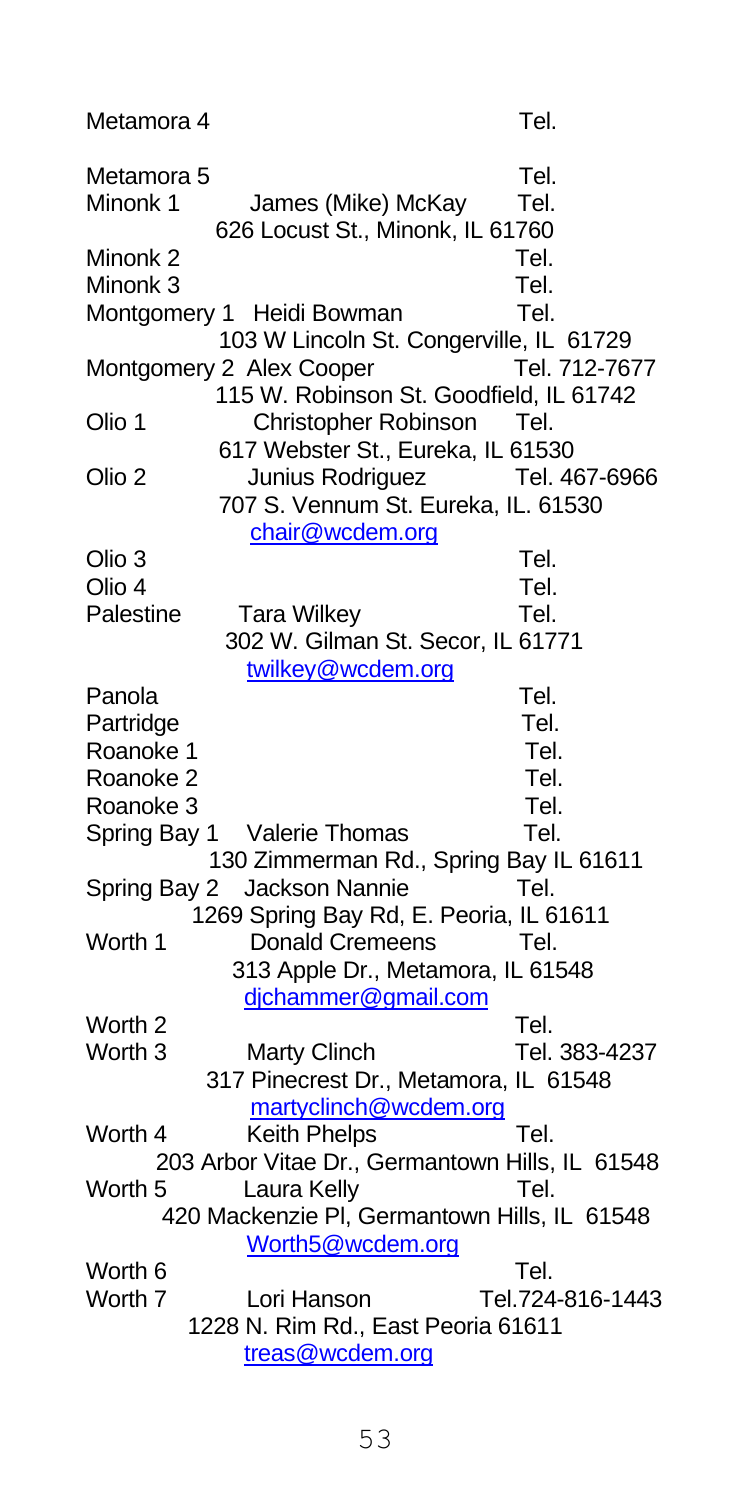Metamora 4 Tel.

Metamora 5 Tel.
Minonk 1 James (Mike) McKay Tel.
626 Locust St., Minonk, IL 61760
Minonk 2 Tel.
Minonk 3 Tel.
Montgomery 1 Heidi Bowman Tel.
103 W Lincoln St. Congerville, IL 61729
Montgomery 2 Alex Cooper Tel. 712-7677
115 W. Robinson St. Goodfield, IL 61742
Olio 1 Christopher Robinson Tel.
617 Webster St., Eureka, IL 61530
Olio 2 Junius Rodriguez Tel. 467-6966
707 S. Vennum St. Eureka, IL. 61530
chair@wcdem.org
Olio 3 Tel.
Olio 4 Tel.
Palestine Tara Wilkey Tel.
302 W. Gilman St. Secor, IL 61771
twilkey@wcdem.org
Panola Tel.
Partridge Tel.
Roanoke 1 Tel.
Roanoke 2 Tel.
Roanoke 3 Tel.
Spring Bay 1 Valerie Thomas Tel.
130 Zimmerman Rd., Spring Bay IL 61611
Spring Bay 2 Jackson Nannie Tel.
1269 Spring Bay Rd, E. Peoria, IL 61611
Worth 1 Donald Cremeens Tel.
313 Apple Dr., Metamora, IL 61548
djchammer@gmail.com
Worth 2 Tel.
Worth 3 Marty Clinch Tel. 383-4237
317 Pinecrest Dr., Metamora, IL 61548
martyclinch@wcdem.org
Worth 4 Keith Phelps Tel.
203 Arbor Vitae Dr., Germantown Hills, IL 61548
Worth 5 Laura Kelly Tel.
420 Mackenzie Pl, Germantown Hills, IL 61548
Worth5@wcdem.org
Worth 6 Tel.
Worth 7 Lori Hanson Tel.724-816-1443
1228 N. Rim Rd., East Peoria 61611
treas@wcdem.org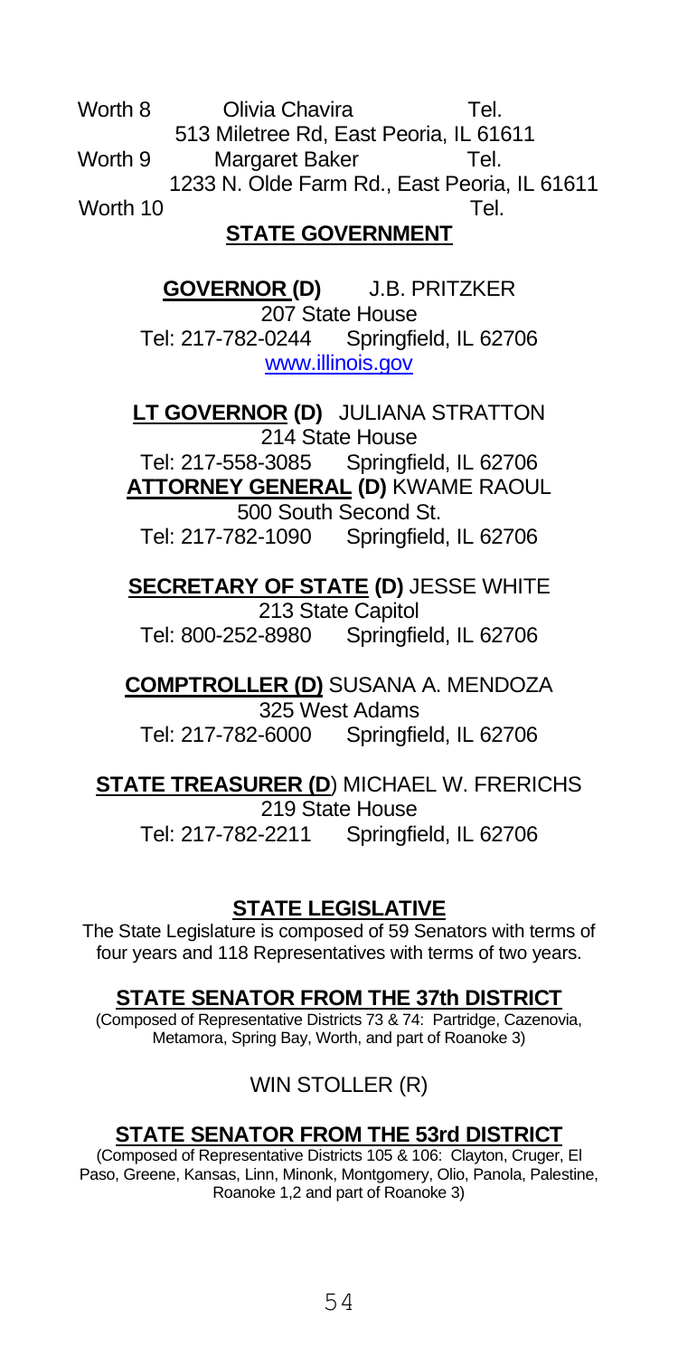Worth 8 Olivia Chavira Tel.
513 Miletree Rd, East Peoria, IL 61611

Worth 9 Margaret Baker Tel.
1233 N. Olde Farm Rd., East Peoria, IL 61611

Worth 10 Tel.

## STATE GOVERNMENT

**GOVERNOR (D)** J.B. PRITZKER
207 State House
Tel: 217-782-0244 Springfield, IL 62706
www.illinois.gov

**LT GOVERNOR (D)** JULIANA STRATTON
214 State House
Tel: 217-558-3085 Springfield, IL 62706

**ATTORNEY GENERAL (D)** KWAME RAOUL
500 South Second St.
Tel: 217-782-1090 Springfield, IL 62706

**SECRETARY OF STATE (D)** JESSE WHITE
213 State Capitol
Tel: 800-252-8980 Springfield, IL 62706

**COMPTROLLER (D)** SUSANA A. MENDOZA
325 West Adams
Tel: 217-782-6000 Springfield, IL 62706

**STATE TREASURER (D)** MICHAEL W. FRERICHS
219 State House
Tel: 217-782-2211 Springfield, IL 62706

## STATE LEGISLATIVE

The State Legislature is composed of 59 Senators with terms of four years and 118 Representatives with terms of two years.

### STATE SENATOR FROM THE 37th DISTRICT

(Composed of Representative Districts 73 & 74: Partridge, Cazenovia, Metamora, Spring Bay, Worth, and part of Roanoke 3)

WIN STOLLER (R)

### STATE SENATOR FROM THE 53rd DISTRICT

(Composed of Representative Districts 105 & 106: Clayton, Cruger, El Paso, Greene, Kansas, Linn, Minonk, Montgomery, Olio, Panola, Palestine, Roanoke 1,2 and part of Roanoke 3)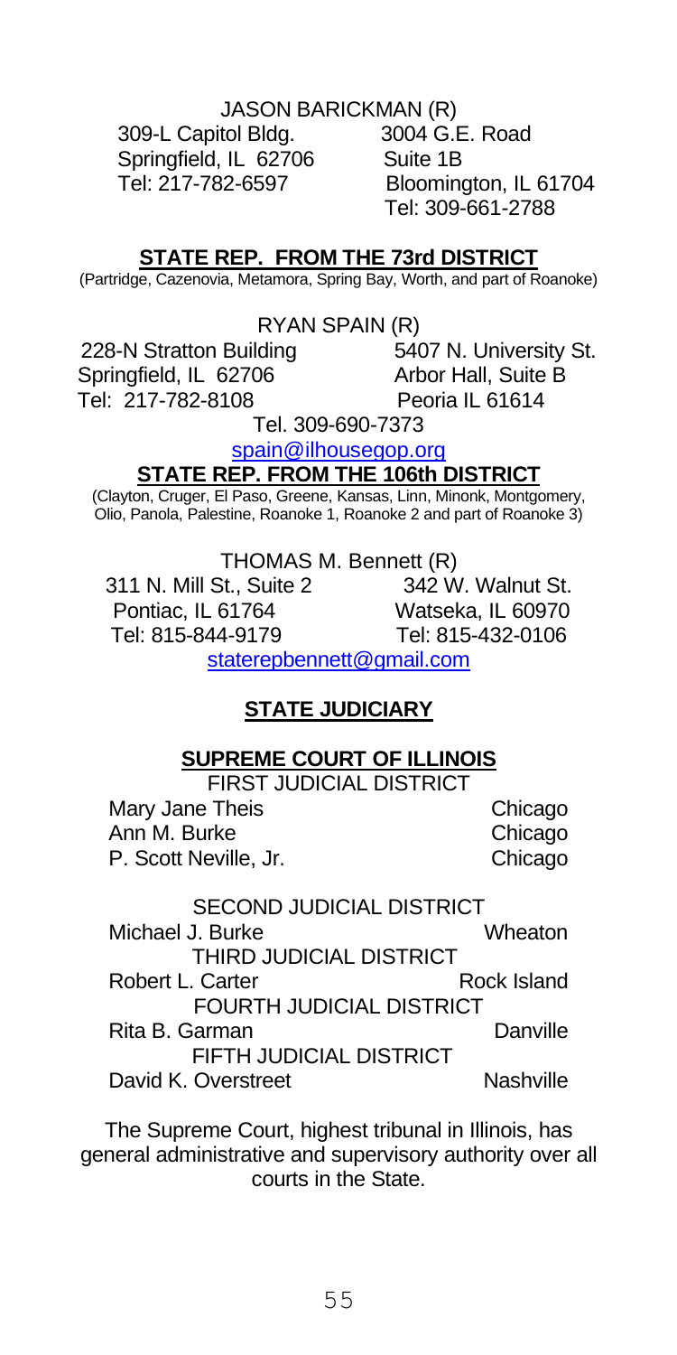JASON BARICKMAN (R)

309-L Capitol Bldg.
Springfield, IL 62706
Tel: 217-782-6597

3004 G.E. Road
Suite 1B
Bloomington, IL 61704
Tel: 309-661-2788

## STATE REP. FROM THE 73rd DISTRICT

(Partridge, Cazenovia, Metamora, Spring Bay, Worth, and part of Roanoke)

RYAN SPAIN (R)

228-N Stratton Building
Springfield, IL 62706
Tel: 217-782-8108

5407 N. University St.
Arbor Hall, Suite B
Peoria IL 61614
Tel. 309-690-7373

spain@ilhousegop.org

## STATE REP. FROM THE 106th DISTRICT

(Clayton, Cruger, El Paso, Greene, Kansas, Linn, Minonk, Montgomery, Olio, Panola, Palestine, Roanoke 1, Roanoke 2 and part of Roanoke 3)

THOMAS M. Bennett (R)

311 N. Mill St., Suite 2
Pontiac, IL 61764
Tel: 815-844-9179

342 W. Walnut St.
Watseka, IL 60970
Tel: 815-432-0106

staterepbennett@gmail.com

## STATE JUDICIARY

### SUPREME COURT OF ILLINOIS

FIRST JUDICIAL DISTRICT

| | |
|---|---|
| Mary Jane Theis | Chicago |
| Ann M. Burke | Chicago |
| P. Scott Neville, Jr. | Chicago |

SECOND JUDICIAL DISTRICT

| | |
|---|---|
| Michael J. Burke | Wheaton |

THIRD JUDICIAL DISTRICT

| | |
|---|---|
| Robert L. Carter | Rock Island |

FOURTH JUDICIAL DISTRICT

| | |
|---|---|
| Rita B. Garman | Danville |

FIFTH JUDICIAL DISTRICT

| | |
|---|---|
| David K. Overstreet | Nashville |

The Supreme Court, highest tribunal in Illinois, has general administrative and supervisory authority over all courts in the State.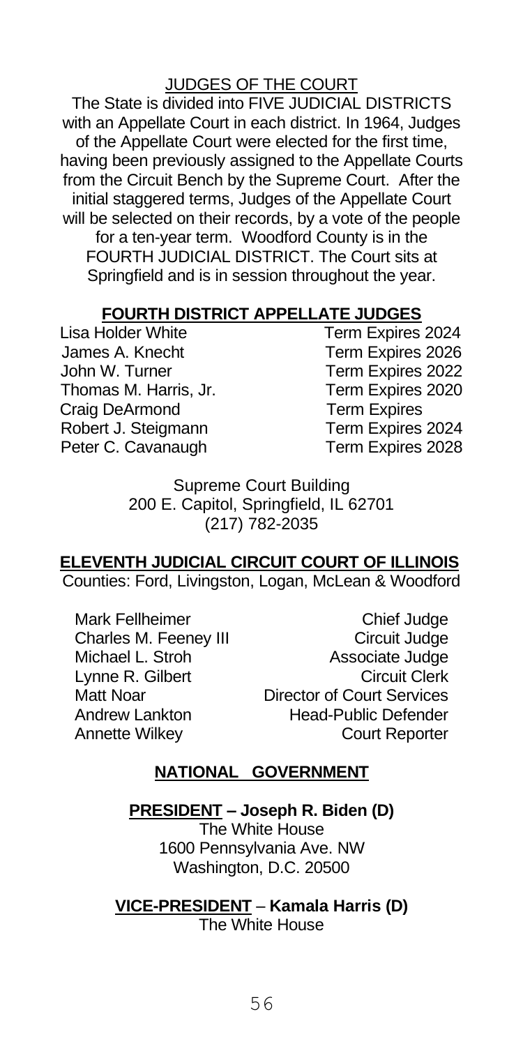## JUDGES OF THE COURT

The State is divided into FIVE JUDICIAL DISTRICTS with an Appellate Court in each district. In 1964, Judges of the Appellate Court were elected for the first time, having been previously assigned to the Appellate Courts from the Circuit Bench by the Supreme Court. After the initial staggered terms, Judges of the Appellate Court will be selected on their records, by a vote of the people for a ten-year term. Woodford County is in the FOURTH JUDICIAL DISTRICT. The Court sits at Springfield and is in session throughout the year.

## FOURTH DISTRICT APPELLATE JUDGES

| | |
|---|---|
| Lisa Holder White | Term Expires 2024 |
| James A. Knecht | Term Expires 2026 |
| John W. Turner | Term Expires 2022 |
| Thomas M. Harris, Jr. | Term Expires 2020 |
| Craig DeArmond | Term Expires |
| Robert J. Steigmann | Term Expires 2024 |
| Peter C. Cavanaugh | Term Expires 2028 |

Supreme Court Building
200 E. Capitol, Springfield, IL 62701
(217) 782-2035

## ELEVENTH JUDICIAL CIRCUIT COURT OF ILLINOIS

Counties: Ford, Livingston, Logan, McLean & Woodford

| | |
|---|---|
| Mark Fellheimer | Chief Judge |
| Charles M. Feeney III | Circuit Judge |
| Michael L. Stroh | Associate Judge |
| Lynne R. Gilbert | Circuit Clerk |
| Matt Noar | Director of Court Services |
| Andrew Lankton | Head-Public Defender |
| Annette Wilkey | Court Reporter |

## NATIONAL GOVERNMENT

**PRESIDENT – Joseph R. Biden (D)**
The White House
1600 Pennsylvania Ave. NW
Washington, D.C. 20500

**VICE-PRESIDENT – Kamala Harris (D)**
The White House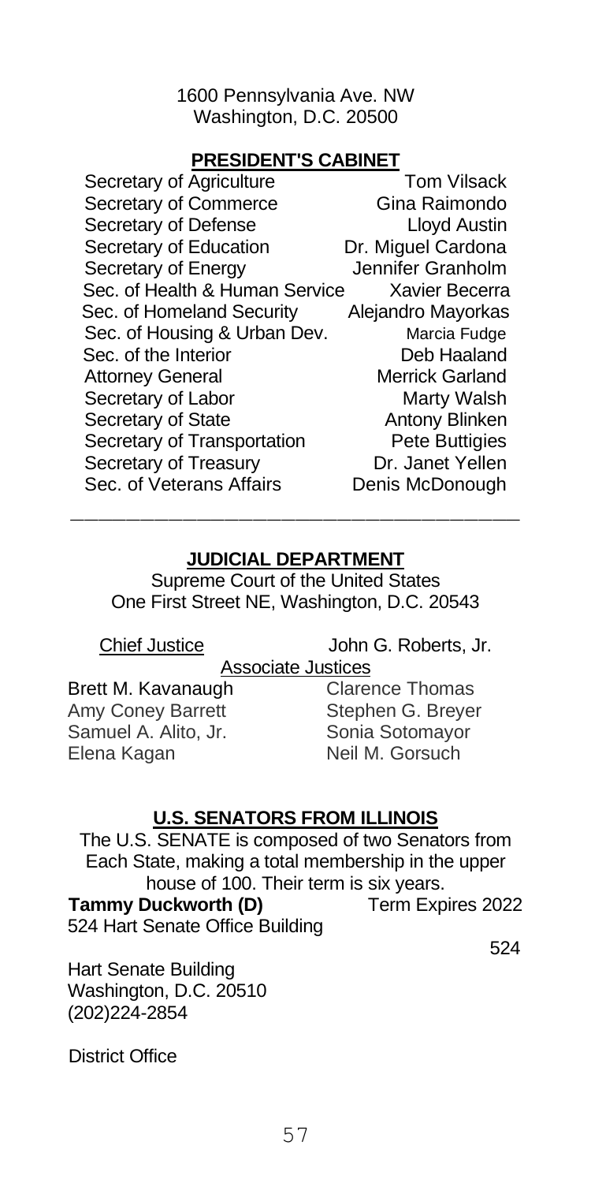1600 Pennsylvania Ave. NW
Washington, D.C. 20500

## PRESIDENT'S CABINET

| | |
|---|---|
| Secretary of Agriculture | Tom Vilsack |
| Secretary of Commerce | Gina Raimondo |
| Secretary of Defense | Lloyd Austin |
| Secretary of Education | Dr. Miguel Cardona |
| Secretary of Energy | Jennifer Granholm |
| Sec. of Health & Human Service | Xavier Becerra |
| Sec. of Homeland Security | Alejandro Mayorkas |
| Sec. of Housing & Urban Dev. | Marcia Fudge |
| Sec. of the Interior | Deb Haaland |
| Attorney General | Merrick Garland |
| Secretary of Labor | Marty Walsh |
| Secretary of State | Antony Blinken |
| Secretary of Transportation | Pete Buttigies |
| Secretary of Treasury | Dr. Janet Yellen |
| Sec. of Veterans Affairs | Denis McDonough |

---

## JUDICIAL DEPARTMENT

Supreme Court of the United States
One First Street NE, Washington, D.C. 20543

Chief Justice — John G. Roberts, Jr.

Associate Justices

| | |
|---|---|
| Brett M. Kavanaugh | Clarence Thomas |
| Amy Coney Barrett | Stephen G. Breyer |
| Samuel A. Alito, Jr. | Sonia Sotomayor |
| Elena Kagan | Neil M. Gorsuch |

## U.S. SENATORS FROM ILLINOIS

The U.S. SENATE is composed of two Senators from Each State, making a total membership in the upper house of 100. Their term is six years.

**Tammy Duckworth (D)** Term Expires 2022
524 Hart Senate Office Building

524

Hart Senate Building
Washington, D.C. 20510
(202)224-2854

District Office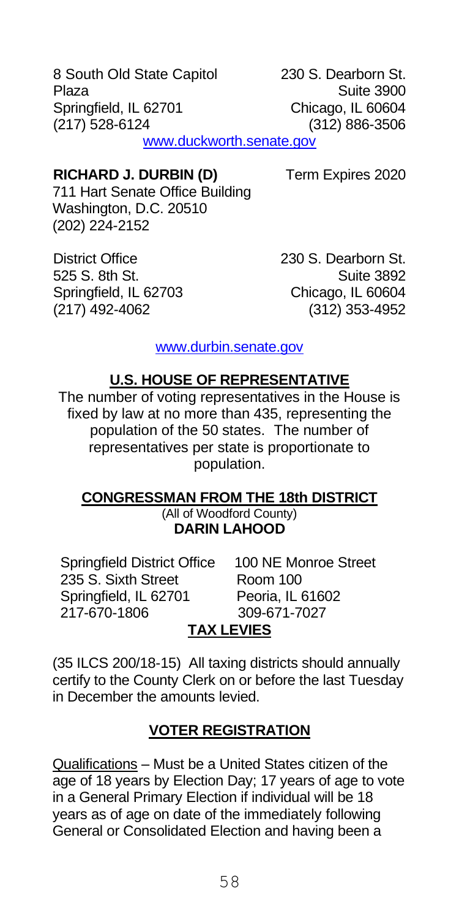8 South Old State Capitol Plaza
Springfield, IL 62701
(217) 528-6124

230 S. Dearborn St.
Suite 3900
Chicago, IL 60604
(312) 886-3506

www.duckworth.senate.gov

**RICHARD J. DURBIN (D)** Term Expires 2020

711 Hart Senate Office Building
Washington, D.C. 20510
(202) 224-2152

District Office
525 S. 8th St.
Springfield, IL 62703
(217) 492-4062

230 S. Dearborn St.
Suite 3892
Chicago, IL 60604
(312) 353-4952

www.durbin.senate.gov

## U.S. HOUSE OF REPRESENTATIVE

The number of voting representatives in the House is fixed by law at no more than 435, representing the population of the 50 states. The number of representatives per state is proportionate to population.

## CONGRESSMAN FROM THE 18th DISTRICT

(All of Woodford County)

**DARIN LAHOOD**

Springfield District Office
235 S. Sixth Street
Springfield, IL 62701
217-670-1806

100 NE Monroe Street
Room 100
Peoria, IL 61602
309-671-7027

## TAX LEVIES

(35 ILCS 200/18-15) All taxing districts should annually certify to the County Clerk on or before the last Tuesday in December the amounts levied.

## VOTER REGISTRATION

Qualifications – Must be a United States citizen of the age of 18 years by Election Day; 17 years of age to vote in a General Primary Election if individual will be 18 years as of age on date of the immediately following General or Consolidated Election and having been a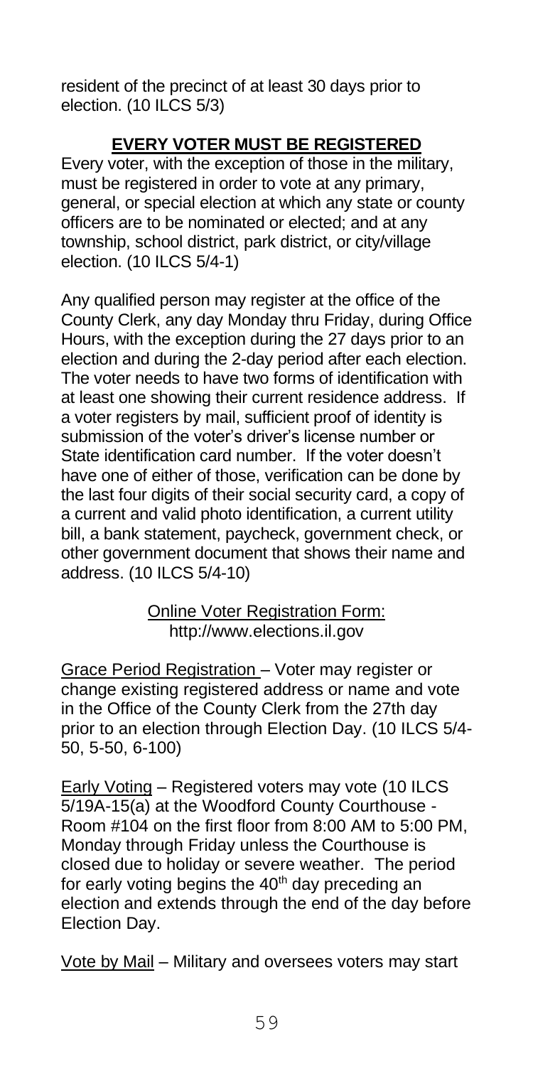resident of the precinct of at least 30 days prior to election. (10 ILCS 5/3)

## **EVERY VOTER MUST BE REGISTERED**

Every voter, with the exception of those in the military, must be registered in order to vote at any primary, general, or special election at which any state or county officers are to be nominated or elected; and at any township, school district, park district, or city/village election. (10 ILCS 5/4-1)

Any qualified person may register at the office of the County Clerk, any day Monday thru Friday, during Office Hours, with the exception during the 27 days prior to an election and during the 2-day period after each election. The voter needs to have two forms of identification with at least one showing their current residence address. If a voter registers by mail, sufficient proof of identity is submission of the voter's driver's license number or State identification card number. If the voter doesn't have one of either of those, verification can be done by the last four digits of their social security card, a copy of a current and valid photo identification, a current utility bill, a bank statement, paycheck, government check, or other government document that shows their name and address. (10 ILCS 5/4-10)

<u>Online Voter Registration Form:</u>
http://www.elections.il.gov

<u>Grace Period Registration</u> – Voter may register or change existing registered address or name and vote in the Office of the County Clerk from the 27th day prior to an election through Election Day. (10 ILCS 5/4-50, 5-50, 6-100)

<u>Early Voting</u> – Registered voters may vote (10 ILCS 5/19A-15(a) at the Woodford County Courthouse - Room #104 on the first floor from 8:00 AM to 5:00 PM, Monday through Friday unless the Courthouse is closed due to holiday or severe weather. The period for early voting begins the 40th day preceding an election and extends through the end of the day before Election Day.

<u>Vote by Mail</u> – Military and oversees voters may start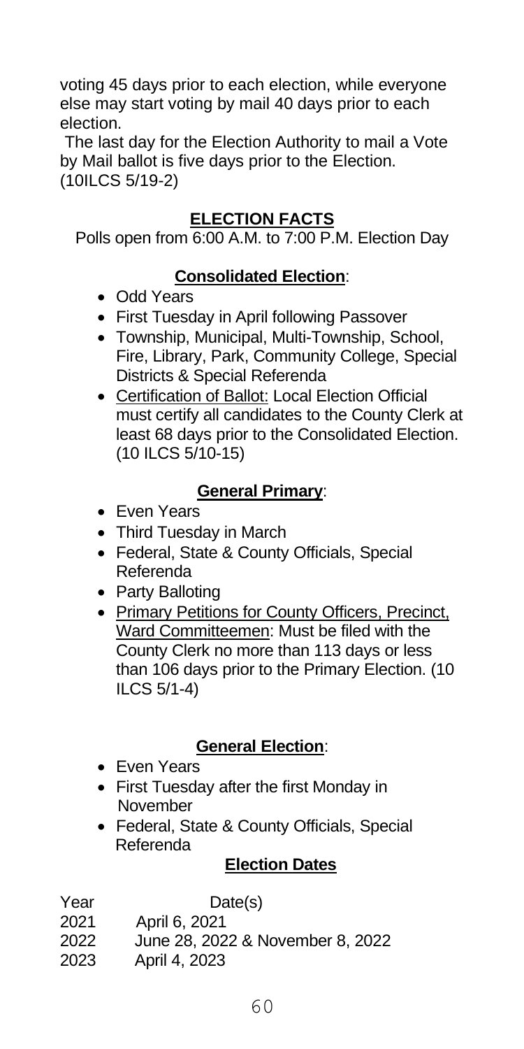voting 45 days prior to each election, while everyone else may start voting by mail 40 days prior to each election.

The last day for the Election Authority to mail a Vote by Mail ballot is five days prior to the Election. (10ILCS 5/19-2)

## ELECTION FACTS

Polls open from 6:00 A.M. to 7:00 P.M. Election Day

### Consolidated Election:

- Odd Years
- First Tuesday in April following Passover
- Township, Municipal, Multi-Township, School, Fire, Library, Park, Community College, Special Districts & Special Referenda
- Certification of Ballot: Local Election Official must certify all candidates to the County Clerk at least 68 days prior to the Consolidated Election. (10 ILCS 5/10-15)

### General Primary:

- Even Years
- Third Tuesday in March
- Federal, State & County Officials, Special Referenda
- Party Balloting
- Primary Petitions for County Officers, Precinct, Ward Committeemen: Must be filed with the County Clerk no more than 113 days or less than 106 days prior to the Primary Election. (10 ILCS 5/1-4)

### General Election:

- Even Years
- First Tuesday after the first Monday in November
- Federal, State & County Officials, Special Referenda

### Election Dates

| Year | Date(s) |
|---|---|
| 2021 | April 6, 2021 |
| 2022 | June 28, 2022 & November 8, 2022 |
| 2023 | April 4, 2023 |